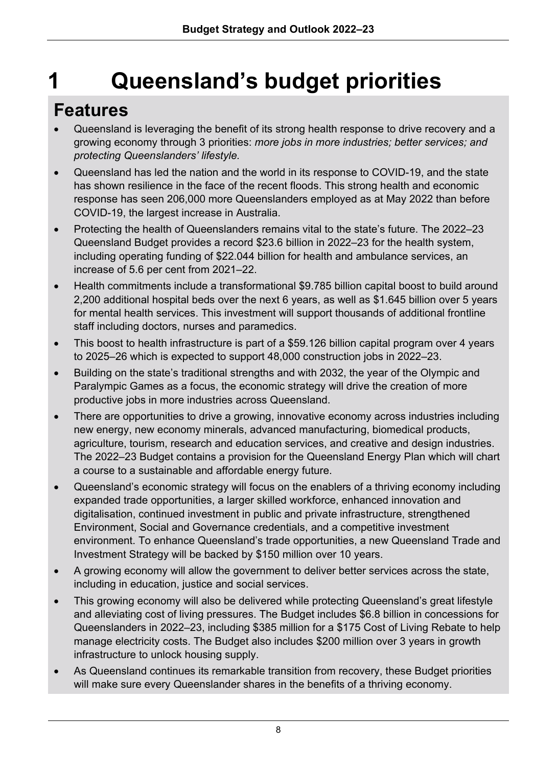# 1 Queensland's budget priorities

## Features

- Queensland is leveraging the benefit of its strong health response to drive recovery and a growing economy through 3 priorities: *more jobs in more industries; better services; and protecting Queenslanders' lifestyle.*
- Queensland has led the nation and the world in its response to COVID-19, and the state has shown resilience in the face of the recent floods. This strong health and economic response has seen 206,000 more Queenslanders employed as at May 2022 than before COVID-19, the largest increase in Australia.
- Protecting the health of Queenslanders remains vital to the state's future. The 2022–23 Queensland Budget provides a record $23.6 billion in 2022–23 for the health system, including operating funding of $22.044 billion for health and ambulance services, an increase of 5.6 per cent from 2021–22.
- Health commitments include a transformational $9.785 billion capital boost to build around 2,200 additional hospital beds over the next 6 years, as well as $1.645 billion over 5 years for mental health services. This investment will support thousands of additional frontline staff including doctors, nurses and paramedics.
- This boost to health infrastructure is part of a $59.126 billion capital program over 4 years to 2025–26 which is expected to support 48,000 construction jobs in 2022–23.
- Building on the state's traditional strengths and with 2032, the year of the Olympic and Paralympic Games as a focus, the economic strategy will drive the creation of more productive jobs in more industries across Queensland.
- There are opportunities to drive a growing, innovative economy across industries including new energy, new economy minerals, advanced manufacturing, biomedical products, agriculture, tourism, research and education services, and creative and design industries. The 2022–23 Budget contains a provision for the Queensland Energy Plan which will chart a course to a sustainable and affordable energy future.
- Queensland's economic strategy will focus on the enablers of a thriving economy including expanded trade opportunities, a larger skilled workforce, enhanced innovation and digitalisation, continued investment in public and private infrastructure, strengthened Environment, Social and Governance credentials, and a competitive investment environment. To enhance Queensland's trade opportunities, a new Queensland Trade and Investment Strategy will be backed by $150 million over 10 years.
- A growing economy will allow the government to deliver better services across the state, including in education, justice and social services.
- This growing economy will also be delivered while protecting Queensland's great lifestyle and alleviating cost of living pressures. The Budget includes $6.8 billion in concessions for Queenslanders in 2022–23, including $385 million for a $175 Cost of Living Rebate to help manage electricity costs. The Budget also includes $200 million over 3 years in growth infrastructure to unlock housing supply.
- As Queensland continues its remarkable transition from recovery, these Budget priorities will make sure every Queenslander shares in the benefits of a thriving economy.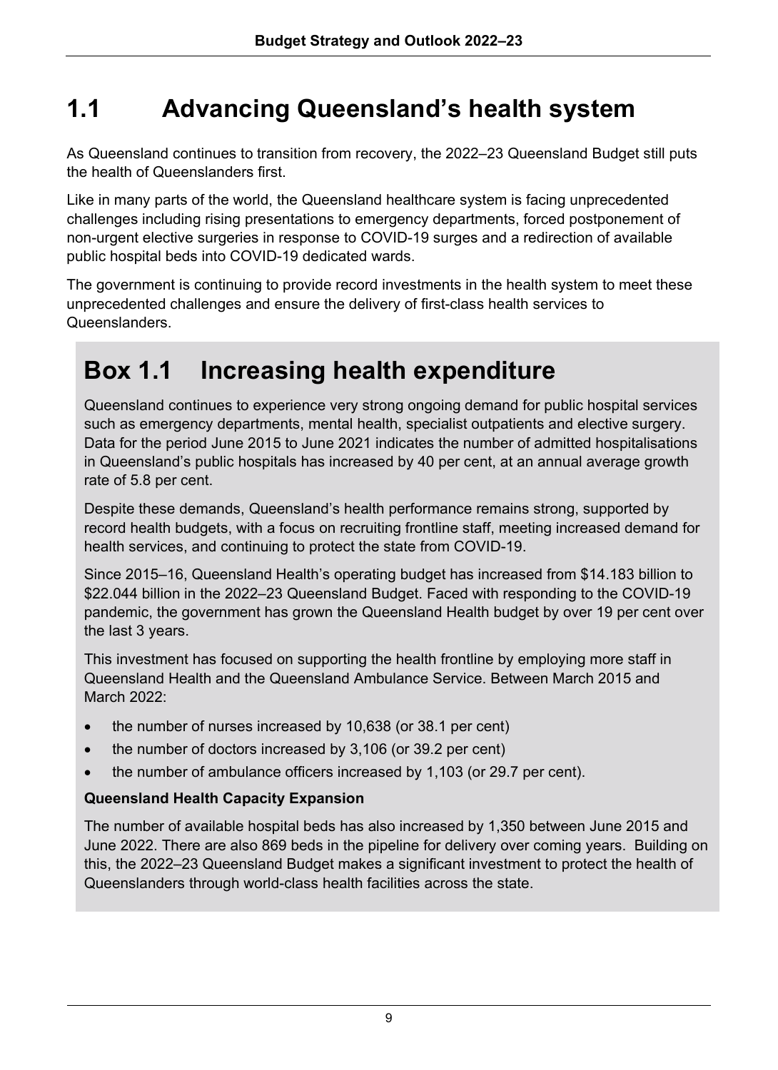# 1.1 Advancing Queensland's health system

As Queensland continues to transition from recovery, the 2022–23 Queensland Budget still puts the health of Queenslanders first.

Like in many parts of the world, the Queensland healthcare system is facing unprecedented challenges including rising presentations to emergency departments, forced postponement of non-urgent elective surgeries in response to COVID-19 surges and a redirection of available public hospital beds into COVID-19 dedicated wards.

The government is continuing to provide record investments in the health system to meet these unprecedented challenges and ensure the delivery of first-class health services to Queenslanders.

## Box 1.1 Increasing health expenditure

Queensland continues to experience very strong ongoing demand for public hospital services such as emergency departments, mental health, specialist outpatients and elective surgery. Data for the period June 2015 to June 2021 indicates the number of admitted hospitalisations in Queensland's public hospitals has increased by 40 per cent, at an annual average growth rate of 5.8 per cent.

Despite these demands, Queensland's health performance remains strong, supported by record health budgets, with a focus on recruiting frontline staff, meeting increased demand for health services, and continuing to protect the state from COVID-19.

Since 2015–16, Queensland Health's operating budget has increased from $14.183 billion to $22.044 billion in the 2022–23 Queensland Budget. Faced with responding to the COVID-19 pandemic, the government has grown the Queensland Health budget by over 19 per cent over the last 3 years.

This investment has focused on supporting the health frontline by employing more staff in Queensland Health and the Queensland Ambulance Service. Between March 2015 and March 2022:

- the number of nurses increased by 10,638 (or 38.1 per cent)
- the number of doctors increased by 3,106 (or 39.2 per cent)
- the number of ambulance officers increased by 1,103 (or 29.7 per cent).

**Queensland Health Capacity Expansion**

The number of available hospital beds has also increased by 1,350 between June 2015 and June 2022. There are also 869 beds in the pipeline for delivery over coming years. Building on this, the 2022–23 Queensland Budget makes a significant investment to protect the health of Queenslanders through world-class health facilities across the state.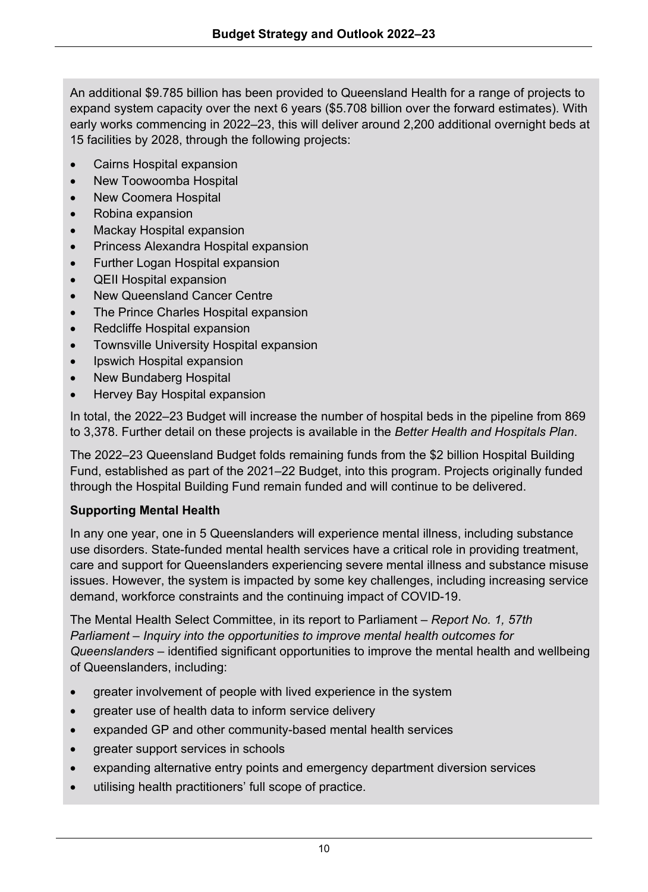An additional $9.785 billion has been provided to Queensland Health for a range of projects to expand system capacity over the next 6 years ($5.708 billion over the forward estimates). With early works commencing in 2022–23, this will deliver around 2,200 additional overnight beds at 15 facilities by 2028, through the following projects:

- Cairns Hospital expansion
- New Toowoomba Hospital
- New Coomera Hospital
- Robina expansion
- Mackay Hospital expansion
- Princess Alexandra Hospital expansion
- Further Logan Hospital expansion
- QEII Hospital expansion
- New Queensland Cancer Centre
- The Prince Charles Hospital expansion
- Redcliffe Hospital expansion
- Townsville University Hospital expansion
- Ipswich Hospital expansion
- New Bundaberg Hospital
- Hervey Bay Hospital expansion

In total, the 2022–23 Budget will increase the number of hospital beds in the pipeline from 869 to 3,378. Further detail on these projects is available in the *Better Health and Hospitals Plan*.

The 2022–23 Queensland Budget folds remaining funds from the $2 billion Hospital Building Fund, established as part of the 2021–22 Budget, into this program. Projects originally funded through the Hospital Building Fund remain funded and will continue to be delivered.

**Supporting Mental Health**

In any one year, one in 5 Queenslanders will experience mental illness, including substance use disorders. State-funded mental health services have a critical role in providing treatment, care and support for Queenslanders experiencing severe mental illness and substance misuse issues. However, the system is impacted by some key challenges, including increasing service demand, workforce constraints and the continuing impact of COVID-19.

The Mental Health Select Committee, in its report to Parliament – *Report No. 1, 57th Parliament – Inquiry into the opportunities to improve mental health outcomes for Queenslanders* – identified significant opportunities to improve the mental health and wellbeing of Queenslanders, including:

- greater involvement of people with lived experience in the system
- greater use of health data to inform service delivery
- expanded GP and other community-based mental health services
- greater support services in schools
- expanding alternative entry points and emergency department diversion services
- utilising health practitioners' full scope of practice.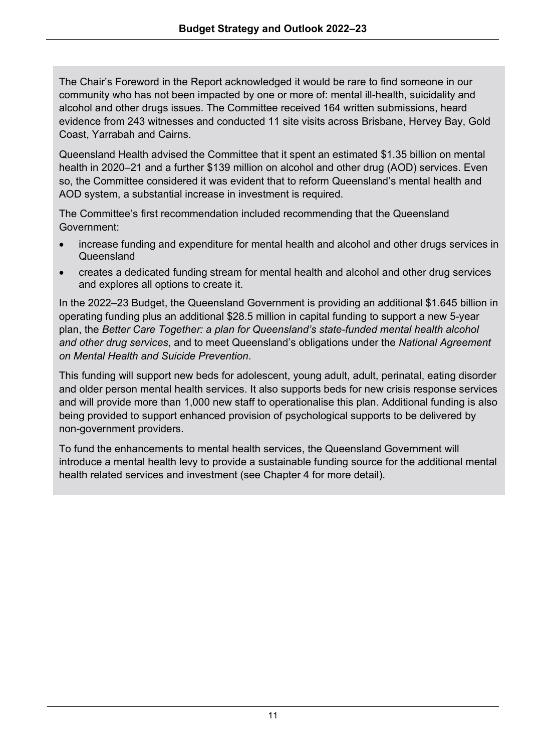The Chair's Foreword in the Report acknowledged it would be rare to find someone in our community who has not been impacted by one or more of: mental ill-health, suicidality and alcohol and other drugs issues. The Committee received 164 written submissions, heard evidence from 243 witnesses and conducted 11 site visits across Brisbane, Hervey Bay, Gold Coast, Yarrabah and Cairns.

Queensland Health advised the Committee that it spent an estimated $1.35 billion on mental health in 2020–21 and a further $139 million on alcohol and other drug (AOD) services. Even so, the Committee considered it was evident that to reform Queensland's mental health and AOD system, a substantial increase in investment is required.

The Committee's first recommendation included recommending that the Queensland Government:

- increase funding and expenditure for mental health and alcohol and other drugs services in Queensland
- creates a dedicated funding stream for mental health and alcohol and other drug services and explores all options to create it.

In the 2022–23 Budget, the Queensland Government is providing an additional $1.645 billion in operating funding plus an additional $28.5 million in capital funding to support a new 5-year plan, the *Better Care Together: a plan for Queensland's state-funded mental health alcohol and other drug services*, and to meet Queensland's obligations under the *National Agreement on Mental Health and Suicide Prevention*.

This funding will support new beds for adolescent, young adult, adult, perinatal, eating disorder and older person mental health services. It also supports beds for new crisis response services and will provide more than 1,000 new staff to operationalise this plan. Additional funding is also being provided to support enhanced provision of psychological supports to be delivered by non-government providers.

To fund the enhancements to mental health services, the Queensland Government will introduce a mental health levy to provide a sustainable funding source for the additional mental health related services and investment (see Chapter 4 for more detail).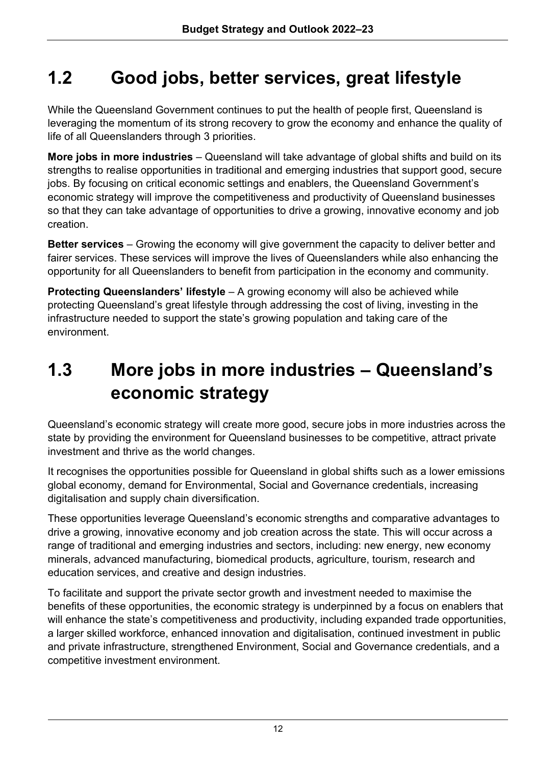## 1.2 Good jobs, better services, great lifestyle

While the Queensland Government continues to put the health of people first, Queensland is leveraging the momentum of its strong recovery to grow the economy and enhance the quality of life of all Queenslanders through 3 priorities.

**More jobs in more industries** – Queensland will take advantage of global shifts and build on its strengths to realise opportunities in traditional and emerging industries that support good, secure jobs. By focusing on critical economic settings and enablers, the Queensland Government's economic strategy will improve the competitiveness and productivity of Queensland businesses so that they can take advantage of opportunities to drive a growing, innovative economy and job creation.

**Better services** – Growing the economy will give government the capacity to deliver better and fairer services. These services will improve the lives of Queenslanders while also enhancing the opportunity for all Queenslanders to benefit from participation in the economy and community.

**Protecting Queenslanders' lifestyle** – A growing economy will also be achieved while protecting Queensland's great lifestyle through addressing the cost of living, investing in the infrastructure needed to support the state's growing population and taking care of the environment.

## 1.3 More jobs in more industries – Queensland's economic strategy

Queensland's economic strategy will create more good, secure jobs in more industries across the state by providing the environment for Queensland businesses to be competitive, attract private investment and thrive as the world changes.

It recognises the opportunities possible for Queensland in global shifts such as a lower emissions global economy, demand for Environmental, Social and Governance credentials, increasing digitalisation and supply chain diversification.

These opportunities leverage Queensland's economic strengths and comparative advantages to drive a growing, innovative economy and job creation across the state. This will occur across a range of traditional and emerging industries and sectors, including: new energy, new economy minerals, advanced manufacturing, biomedical products, agriculture, tourism, research and education services, and creative and design industries.

To facilitate and support the private sector growth and investment needed to maximise the benefits of these opportunities, the economic strategy is underpinned by a focus on enablers that will enhance the state's competitiveness and productivity, including expanded trade opportunities, a larger skilled workforce, enhanced innovation and digitalisation, continued investment in public and private infrastructure, strengthened Environment, Social and Governance credentials, and a competitive investment environment.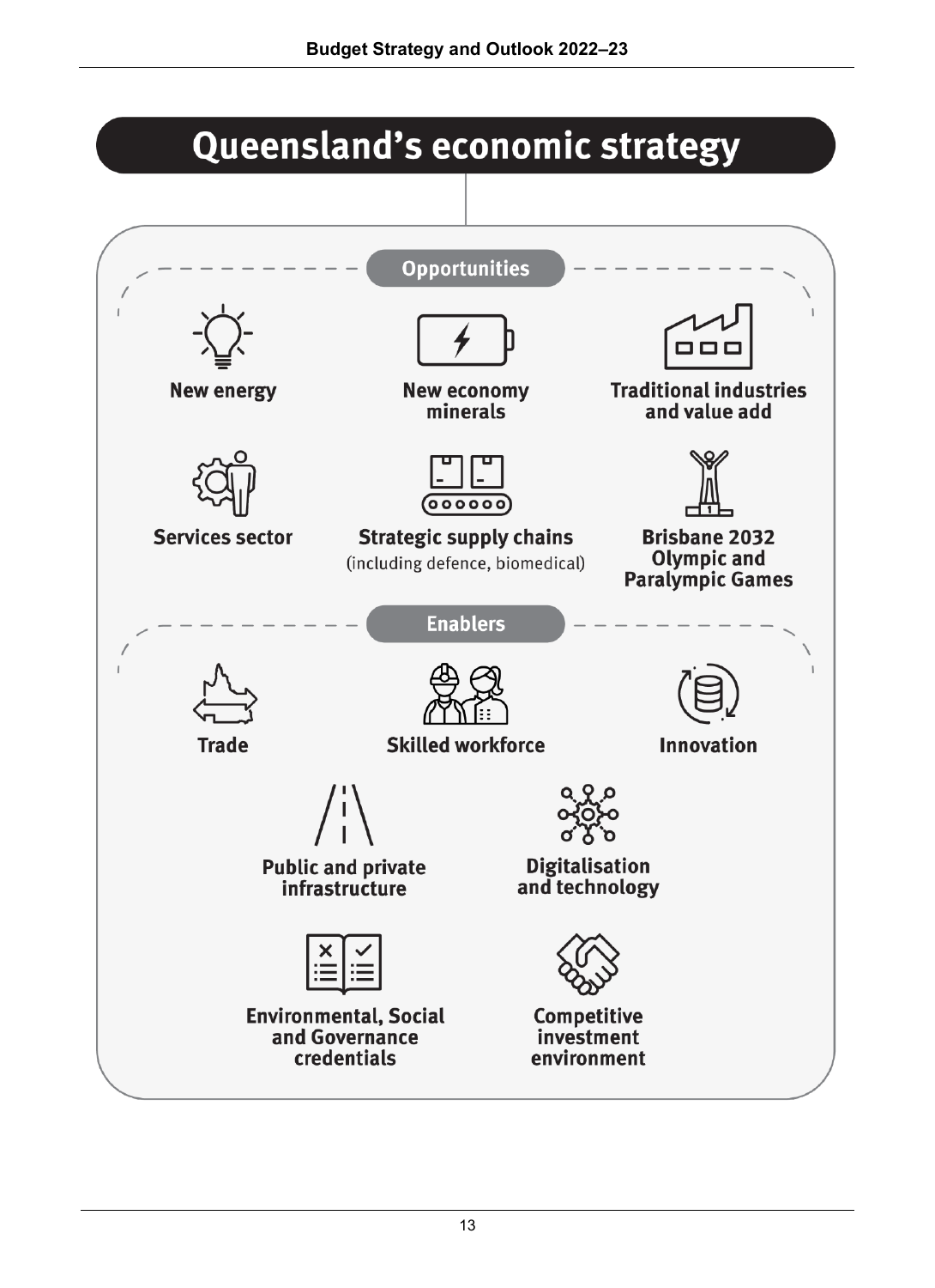# Queensland's economic strategy

## Opportunities

- New energy
- New economy minerals
- Traditional industries and value add
- Services sector
- Strategic supply chains (including defence, biomedical)
- Brisbane 2032 Olympic and Paralympic Games

## Enablers

- Trade
- Skilled workforce
- Innovation
- Public and private infrastructure
- Digitalisation and technology
- Environmental, Social and Governance credentials
- Competitive investment environment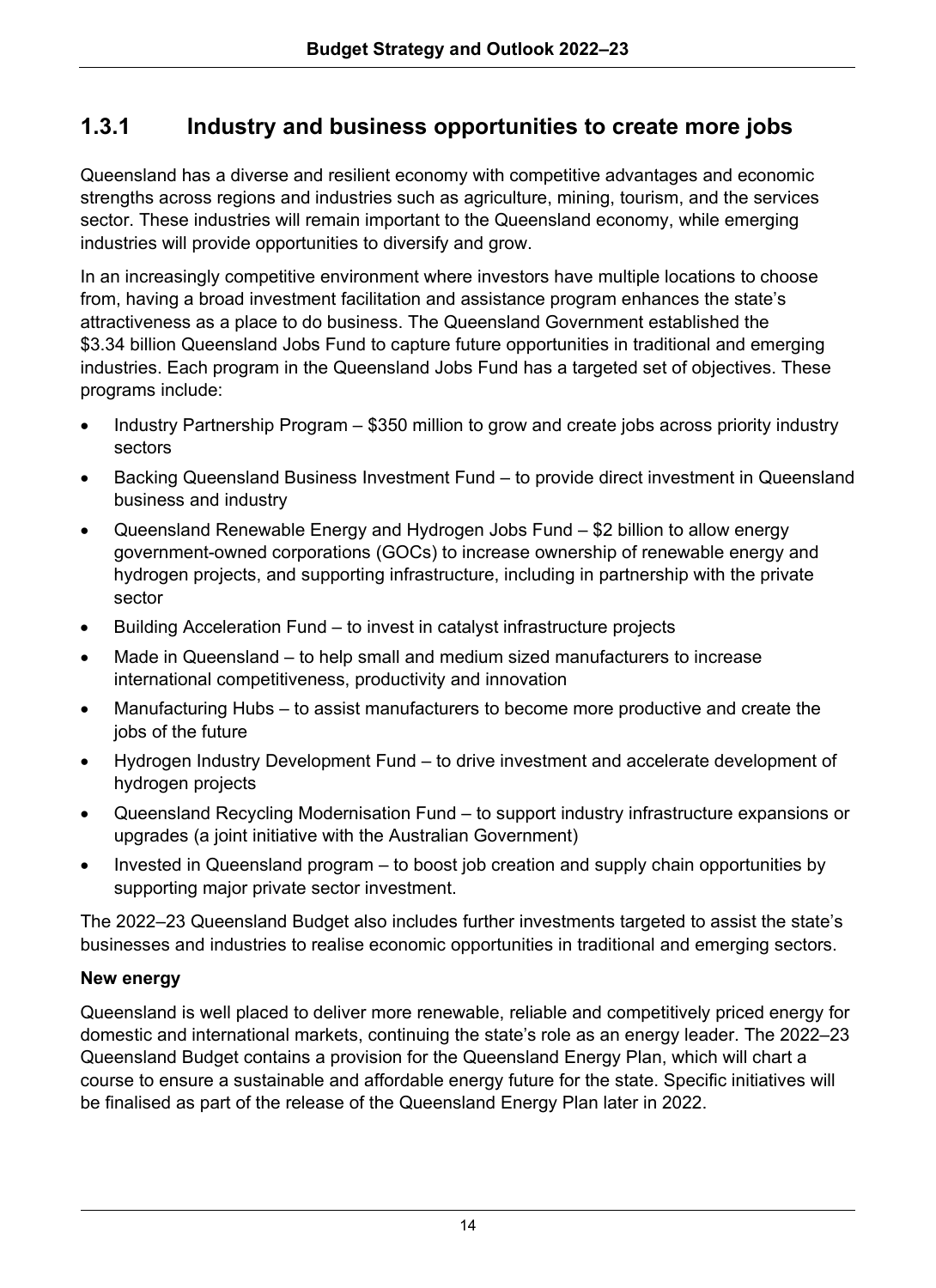## 1.3.1 Industry and business opportunities to create more jobs

Queensland has a diverse and resilient economy with competitive advantages and economic strengths across regions and industries such as agriculture, mining, tourism, and the services sector. These industries will remain important to the Queensland economy, while emerging industries will provide opportunities to diversify and grow.

In an increasingly competitive environment where investors have multiple locations to choose from, having a broad investment facilitation and assistance program enhances the state's attractiveness as a place to do business. The Queensland Government established the $3.34 billion Queensland Jobs Fund to capture future opportunities in traditional and emerging industries. Each program in the Queensland Jobs Fund has a targeted set of objectives. These programs include:

- Industry Partnership Program – $350 million to grow and create jobs across priority industry sectors
- Backing Queensland Business Investment Fund – to provide direct investment in Queensland business and industry
- Queensland Renewable Energy and Hydrogen Jobs Fund – $2 billion to allow energy government-owned corporations (GOCs) to increase ownership of renewable energy and hydrogen projects, and supporting infrastructure, including in partnership with the private sector
- Building Acceleration Fund – to invest in catalyst infrastructure projects
- Made in Queensland – to help small and medium sized manufacturers to increase international competitiveness, productivity and innovation
- Manufacturing Hubs – to assist manufacturers to become more productive and create the jobs of the future
- Hydrogen Industry Development Fund – to drive investment and accelerate development of hydrogen projects
- Queensland Recycling Modernisation Fund – to support industry infrastructure expansions or upgrades (a joint initiative with the Australian Government)
- Invested in Queensland program – to boost job creation and supply chain opportunities by supporting major private sector investment.

The 2022–23 Queensland Budget also includes further investments targeted to assist the state's businesses and industries to realise economic opportunities in traditional and emerging sectors.

**New energy**

Queensland is well placed to deliver more renewable, reliable and competitively priced energy for domestic and international markets, continuing the state's role as an energy leader. The 2022–23 Queensland Budget contains a provision for the Queensland Energy Plan, which will chart a course to ensure a sustainable and affordable energy future for the state. Specific initiatives will be finalised as part of the release of the Queensland Energy Plan later in 2022.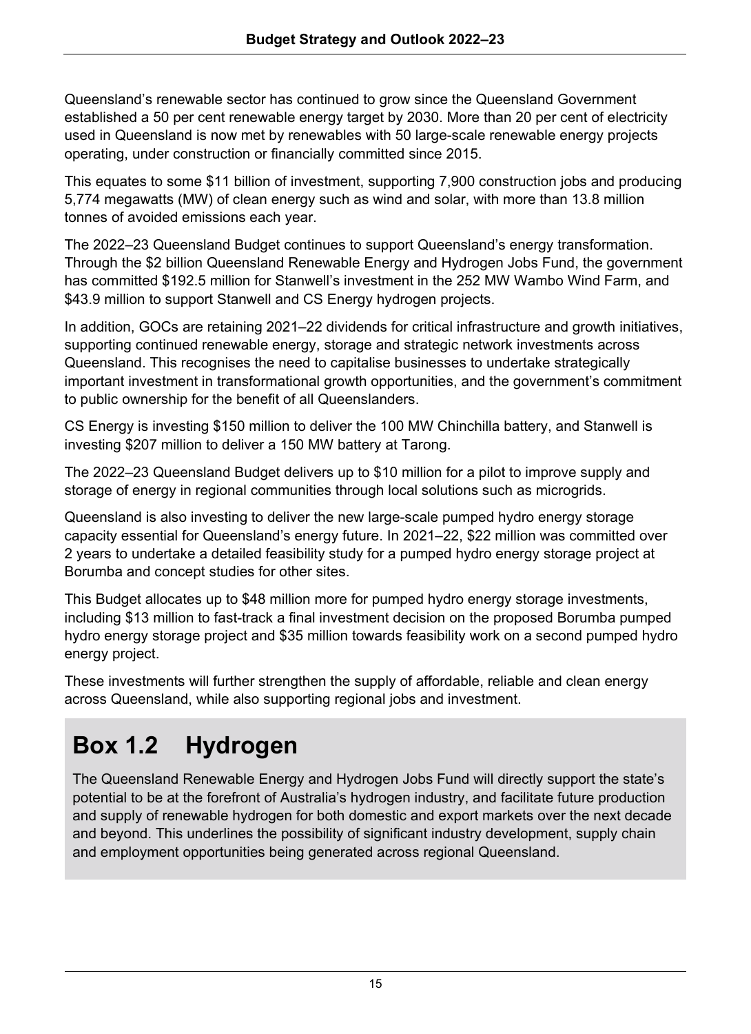Queensland's renewable sector has continued to grow since the Queensland Government established a 50 per cent renewable energy target by 2030. More than 20 per cent of electricity used in Queensland is now met by renewables with 50 large-scale renewable energy projects operating, under construction or financially committed since 2015.

This equates to some $11 billion of investment, supporting 7,900 construction jobs and producing 5,774 megawatts (MW) of clean energy such as wind and solar, with more than 13.8 million tonnes of avoided emissions each year.

The 2022–23 Queensland Budget continues to support Queensland's energy transformation. Through the $2 billion Queensland Renewable Energy and Hydrogen Jobs Fund, the government has committed $192.5 million for Stanwell's investment in the 252 MW Wambo Wind Farm, and $43.9 million to support Stanwell and CS Energy hydrogen projects.

In addition, GOCs are retaining 2021–22 dividends for critical infrastructure and growth initiatives, supporting continued renewable energy, storage and strategic network investments across Queensland. This recognises the need to capitalise businesses to undertake strategically important investment in transformational growth opportunities, and the government's commitment to public ownership for the benefit of all Queenslanders.

CS Energy is investing $150 million to deliver the 100 MW Chinchilla battery, and Stanwell is investing $207 million to deliver a 150 MW battery at Tarong.

The 2022–23 Queensland Budget delivers up to $10 million for a pilot to improve supply and storage of energy in regional communities through local solutions such as microgrids.

Queensland is also investing to deliver the new large-scale pumped hydro energy storage capacity essential for Queensland's energy future. In 2021–22, $22 million was committed over 2 years to undertake a detailed feasibility study for a pumped hydro energy storage project at Borumba and concept studies for other sites.

This Budget allocates up to $48 million more for pumped hydro energy storage investments, including $13 million to fast-track a final investment decision on the proposed Borumba pumped hydro energy storage project and $35 million towards feasibility work on a second pumped hydro energy project.

These investments will further strengthen the supply of affordable, reliable and clean energy across Queensland, while also supporting regional jobs and investment.

# Box 1.2 Hydrogen

The Queensland Renewable Energy and Hydrogen Jobs Fund will directly support the state's potential to be at the forefront of Australia's hydrogen industry, and facilitate future production and supply of renewable hydrogen for both domestic and export markets over the next decade and beyond. This underlines the possibility of significant industry development, supply chain and employment opportunities being generated across regional Queensland.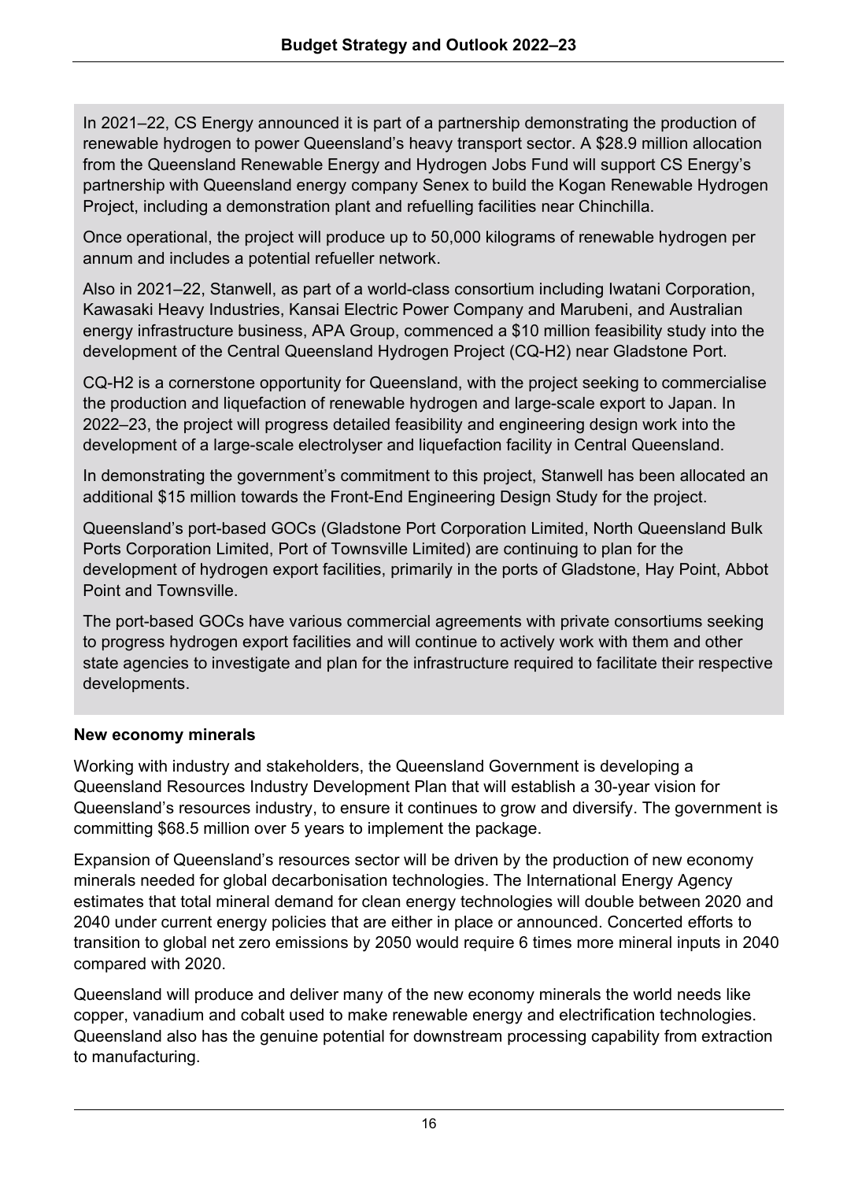In 2021–22, CS Energy announced it is part of a partnership demonstrating the production of renewable hydrogen to power Queensland's heavy transport sector. A $28.9 million allocation from the Queensland Renewable Energy and Hydrogen Jobs Fund will support CS Energy's partnership with Queensland energy company Senex to build the Kogan Renewable Hydrogen Project, including a demonstration plant and refuelling facilities near Chinchilla.

Once operational, the project will produce up to 50,000 kilograms of renewable hydrogen per annum and includes a potential refueller network.

Also in 2021–22, Stanwell, as part of a world-class consortium including Iwatani Corporation, Kawasaki Heavy Industries, Kansai Electric Power Company and Marubeni, and Australian energy infrastructure business, APA Group, commenced a $10 million feasibility study into the development of the Central Queensland Hydrogen Project (CQ-H2) near Gladstone Port.

CQ-H2 is a cornerstone opportunity for Queensland, with the project seeking to commercialise the production and liquefaction of renewable hydrogen and large-scale export to Japan. In 2022–23, the project will progress detailed feasibility and engineering design work into the development of a large-scale electrolyser and liquefaction facility in Central Queensland.

In demonstrating the government's commitment to this project, Stanwell has been allocated an additional $15 million towards the Front-End Engineering Design Study for the project.

Queensland's port-based GOCs (Gladstone Port Corporation Limited, North Queensland Bulk Ports Corporation Limited, Port of Townsville Limited) are continuing to plan for the development of hydrogen export facilities, primarily in the ports of Gladstone, Hay Point, Abbot Point and Townsville.

The port-based GOCs have various commercial agreements with private consortiums seeking to progress hydrogen export facilities and will continue to actively work with them and other state agencies to investigate and plan for the infrastructure required to facilitate their respective developments.

**New economy minerals**

Working with industry and stakeholders, the Queensland Government is developing a Queensland Resources Industry Development Plan that will establish a 30-year vision for Queensland's resources industry, to ensure it continues to grow and diversify. The government is committing $68.5 million over 5 years to implement the package.

Expansion of Queensland's resources sector will be driven by the production of new economy minerals needed for global decarbonisation technologies. The International Energy Agency estimates that total mineral demand for clean energy technologies will double between 2020 and 2040 under current energy policies that are either in place or announced. Concerted efforts to transition to global net zero emissions by 2050 would require 6 times more mineral inputs in 2040 compared with 2020.

Queensland will produce and deliver many of the new economy minerals the world needs like copper, vanadium and cobalt used to make renewable energy and electrification technologies. Queensland also has the genuine potential for downstream processing capability from extraction to manufacturing.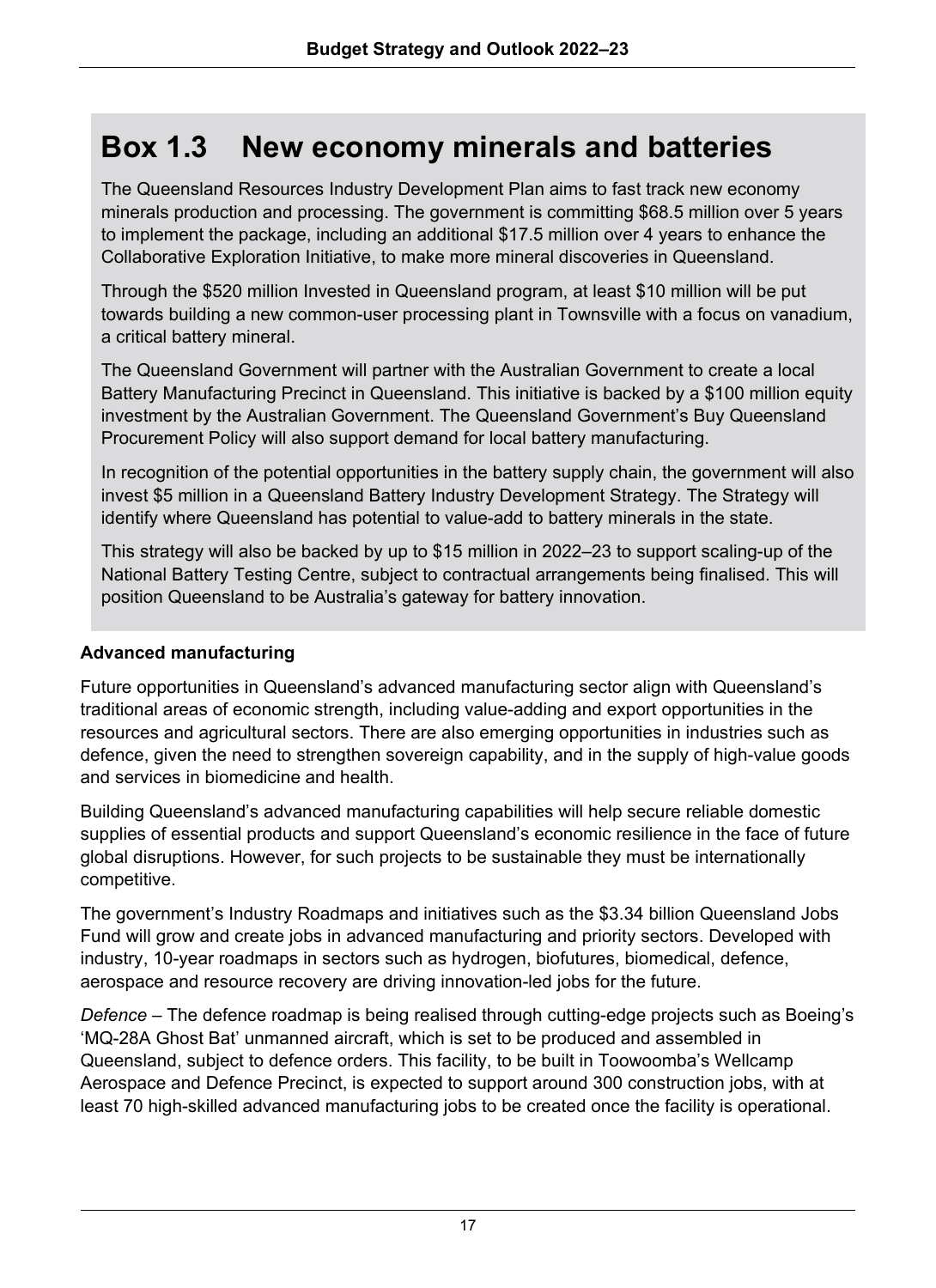## Box 1.3 New economy minerals and batteries

The Queensland Resources Industry Development Plan aims to fast track new economy minerals production and processing. The government is committing $68.5 million over 5 years to implement the package, including an additional $17.5 million over 4 years to enhance the Collaborative Exploration Initiative, to make more mineral discoveries in Queensland.

Through the $520 million Invested in Queensland program, at least $10 million will be put towards building a new common-user processing plant in Townsville with a focus on vanadium, a critical battery mineral.

The Queensland Government will partner with the Australian Government to create a local Battery Manufacturing Precinct in Queensland. This initiative is backed by a $100 million equity investment by the Australian Government. The Queensland Government's Buy Queensland Procurement Policy will also support demand for local battery manufacturing.

In recognition of the potential opportunities in the battery supply chain, the government will also invest $5 million in a Queensland Battery Industry Development Strategy. The Strategy will identify where Queensland has potential to value-add to battery minerals in the state.

This strategy will also be backed by up to $15 million in 2022–23 to support scaling-up of the National Battery Testing Centre, subject to contractual arrangements being finalised. This will position Queensland to be Australia's gateway for battery innovation.

**Advanced manufacturing**

Future opportunities in Queensland's advanced manufacturing sector align with Queensland's traditional areas of economic strength, including value-adding and export opportunities in the resources and agricultural sectors. There are also emerging opportunities in industries such as defence, given the need to strengthen sovereign capability, and in the supply of high-value goods and services in biomedicine and health.

Building Queensland's advanced manufacturing capabilities will help secure reliable domestic supplies of essential products and support Queensland's economic resilience in the face of future global disruptions. However, for such projects to be sustainable they must be internationally competitive.

The government's Industry Roadmaps and initiatives such as the $3.34 billion Queensland Jobs Fund will grow and create jobs in advanced manufacturing and priority sectors. Developed with industry, 10-year roadmaps in sectors such as hydrogen, biofutures, biomedical, defence, aerospace and resource recovery are driving innovation-led jobs for the future.

*Defence* – The defence roadmap is being realised through cutting-edge projects such as Boeing's 'MQ-28A Ghost Bat' unmanned aircraft, which is set to be produced and assembled in Queensland, subject to defence orders. This facility, to be built in Toowoomba's Wellcamp Aerospace and Defence Precinct, is expected to support around 300 construction jobs, with at least 70 high-skilled advanced manufacturing jobs to be created once the facility is operational.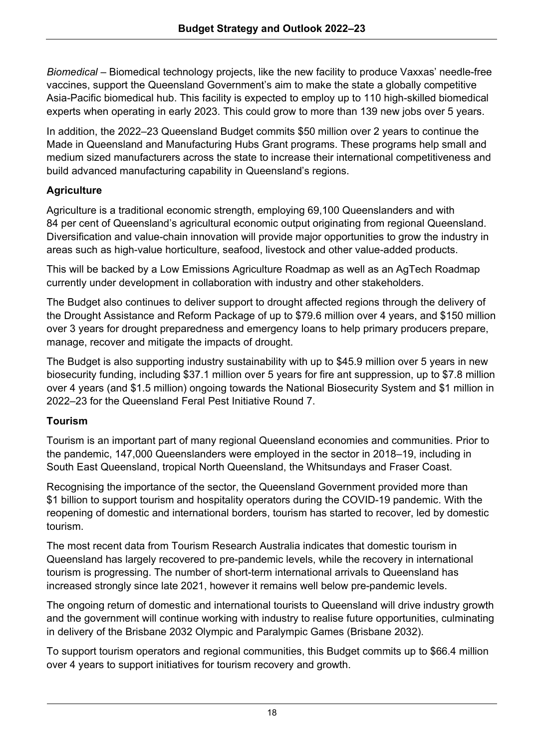*Biomedical* – Biomedical technology projects, like the new facility to produce Vaxxas' needle-free vaccines, support the Queensland Government's aim to make the state a globally competitive Asia-Pacific biomedical hub. This facility is expected to employ up to 110 high-skilled biomedical experts when operating in early 2023. This could grow to more than 139 new jobs over 5 years.

In addition, the 2022–23 Queensland Budget commits $50 million over 2 years to continue the Made in Queensland and Manufacturing Hubs Grant programs. These programs help small and medium sized manufacturers across the state to increase their international competitiveness and build advanced manufacturing capability in Queensland's regions.

**Agriculture**

Agriculture is a traditional economic strength, employing 69,100 Queenslanders and with 84 per cent of Queensland's agricultural economic output originating from regional Queensland. Diversification and value-chain innovation will provide major opportunities to grow the industry in areas such as high-value horticulture, seafood, livestock and other value-added products.

This will be backed by a Low Emissions Agriculture Roadmap as well as an AgTech Roadmap currently under development in collaboration with industry and other stakeholders.

The Budget also continues to deliver support to drought affected regions through the delivery of the Drought Assistance and Reform Package of up to $79.6 million over 4 years, and $150 million over 3 years for drought preparedness and emergency loans to help primary producers prepare, manage, recover and mitigate the impacts of drought.

The Budget is also supporting industry sustainability with up to $45.9 million over 5 years in new biosecurity funding, including $37.1 million over 5 years for fire ant suppression, up to $7.8 million over 4 years (and $1.5 million) ongoing towards the National Biosecurity System and $1 million in 2022–23 for the Queensland Feral Pest Initiative Round 7.

**Tourism**

Tourism is an important part of many regional Queensland economies and communities. Prior to the pandemic, 147,000 Queenslanders were employed in the sector in 2018–19, including in South East Queensland, tropical North Queensland, the Whitsundays and Fraser Coast.

Recognising the importance of the sector, the Queensland Government provided more than $1 billion to support tourism and hospitality operators during the COVID-19 pandemic. With the reopening of domestic and international borders, tourism has started to recover, led by domestic tourism.

The most recent data from Tourism Research Australia indicates that domestic tourism in Queensland has largely recovered to pre-pandemic levels, while the recovery in international tourism is progressing. The number of short-term international arrivals to Queensland has increased strongly since late 2021, however it remains well below pre-pandemic levels.

The ongoing return of domestic and international tourists to Queensland will drive industry growth and the government will continue working with industry to realise future opportunities, culminating in delivery of the Brisbane 2032 Olympic and Paralympic Games (Brisbane 2032).

To support tourism operators and regional communities, this Budget commits up to $66.4 million over 4 years to support initiatives for tourism recovery and growth.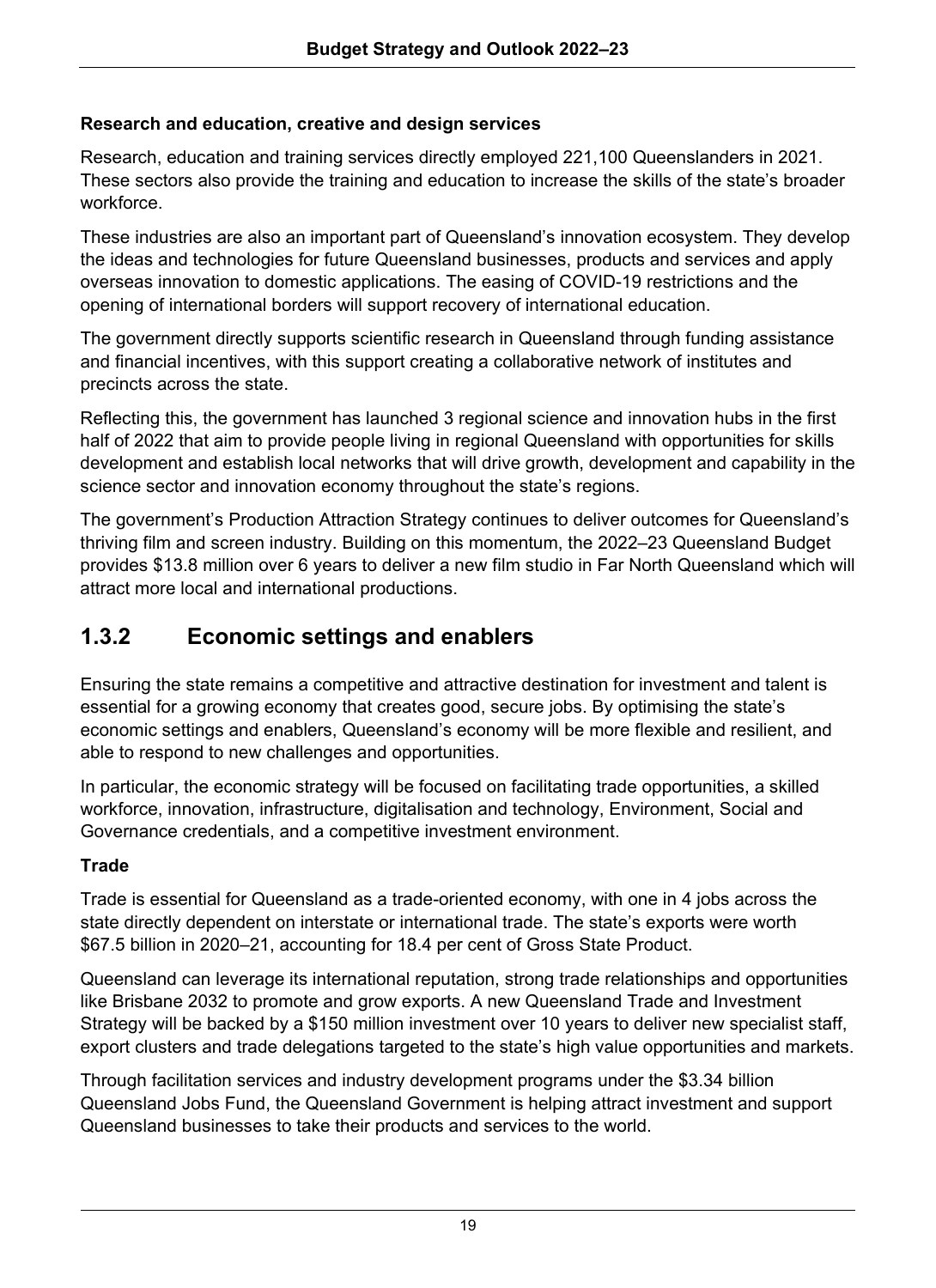**Research and education, creative and design services**

Research, education and training services directly employed 221,100 Queenslanders in 2021. These sectors also provide the training and education to increase the skills of the state's broader workforce.

These industries are also an important part of Queensland's innovation ecosystem. They develop the ideas and technologies for future Queensland businesses, products and services and apply overseas innovation to domestic applications. The easing of COVID-19 restrictions and the opening of international borders will support recovery of international education.

The government directly supports scientific research in Queensland through funding assistance and financial incentives, with this support creating a collaborative network of institutes and precincts across the state.

Reflecting this, the government has launched 3 regional science and innovation hubs in the first half of 2022 that aim to provide people living in regional Queensland with opportunities for skills development and establish local networks that will drive growth, development and capability in the science sector and innovation economy throughout the state's regions.

The government's Production Attraction Strategy continues to deliver outcomes for Queensland's thriving film and screen industry. Building on this momentum, the 2022–23 Queensland Budget provides $13.8 million over 6 years to deliver a new film studio in Far North Queensland which will attract more local and international productions.

## 1.3.2 Economic settings and enablers

Ensuring the state remains a competitive and attractive destination for investment and talent is essential for a growing economy that creates good, secure jobs. By optimising the state's economic settings and enablers, Queensland's economy will be more flexible and resilient, and able to respond to new challenges and opportunities.

In particular, the economic strategy will be focused on facilitating trade opportunities, a skilled workforce, innovation, infrastructure, digitalisation and technology, Environment, Social and Governance credentials, and a competitive investment environment.

**Trade**

Trade is essential for Queensland as a trade-oriented economy, with one in 4 jobs across the state directly dependent on interstate or international trade. The state's exports were worth $67.5 billion in 2020–21, accounting for 18.4 per cent of Gross State Product.

Queensland can leverage its international reputation, strong trade relationships and opportunities like Brisbane 2032 to promote and grow exports. A new Queensland Trade and Investment Strategy will be backed by a $150 million investment over 10 years to deliver new specialist staff, export clusters and trade delegations targeted to the state's high value opportunities and markets.

Through facilitation services and industry development programs under the $3.34 billion Queensland Jobs Fund, the Queensland Government is helping attract investment and support Queensland businesses to take their products and services to the world.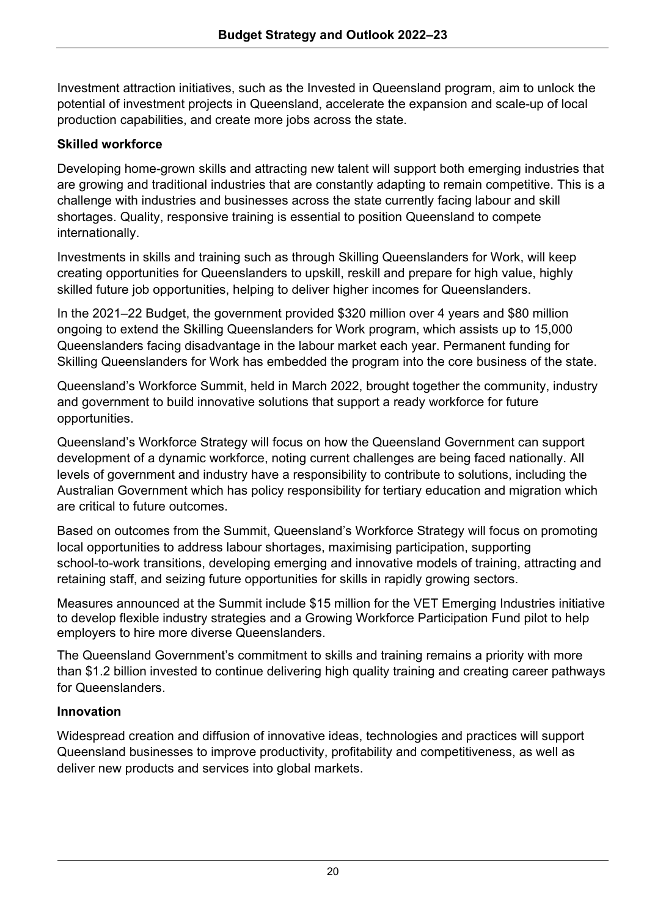Investment attraction initiatives, such as the Invested in Queensland program, aim to unlock the potential of investment projects in Queensland, accelerate the expansion and scale-up of local production capabilities, and create more jobs across the state.

### Skilled workforce

Developing home-grown skills and attracting new talent will support both emerging industries that are growing and traditional industries that are constantly adapting to remain competitive. This is a challenge with industries and businesses across the state currently facing labour and skill shortages. Quality, responsive training is essential to position Queensland to compete internationally.

Investments in skills and training such as through Skilling Queenslanders for Work, will keep creating opportunities for Queenslanders to upskill, reskill and prepare for high value, highly skilled future job opportunities, helping to deliver higher incomes for Queenslanders.

In the 2021–22 Budget, the government provided $320 million over 4 years and $80 million ongoing to extend the Skilling Queenslanders for Work program, which assists up to 15,000 Queenslanders facing disadvantage in the labour market each year. Permanent funding for Skilling Queenslanders for Work has embedded the program into the core business of the state.

Queensland's Workforce Summit, held in March 2022, brought together the community, industry and government to build innovative solutions that support a ready workforce for future opportunities.

Queensland's Workforce Strategy will focus on how the Queensland Government can support development of a dynamic workforce, noting current challenges are being faced nationally. All levels of government and industry have a responsibility to contribute to solutions, including the Australian Government which has policy responsibility for tertiary education and migration which are critical to future outcomes.

Based on outcomes from the Summit, Queensland's Workforce Strategy will focus on promoting local opportunities to address labour shortages, maximising participation, supporting school-to-work transitions, developing emerging and innovative models of training, attracting and retaining staff, and seizing future opportunities for skills in rapidly growing sectors.

Measures announced at the Summit include $15 million for the VET Emerging Industries initiative to develop flexible industry strategies and a Growing Workforce Participation Fund pilot to help employers to hire more diverse Queenslanders.

The Queensland Government's commitment to skills and training remains a priority with more than $1.2 billion invested to continue delivering high quality training and creating career pathways for Queenslanders.

### Innovation

Widespread creation and diffusion of innovative ideas, technologies and practices will support Queensland businesses to improve productivity, profitability and competitiveness, as well as deliver new products and services into global markets.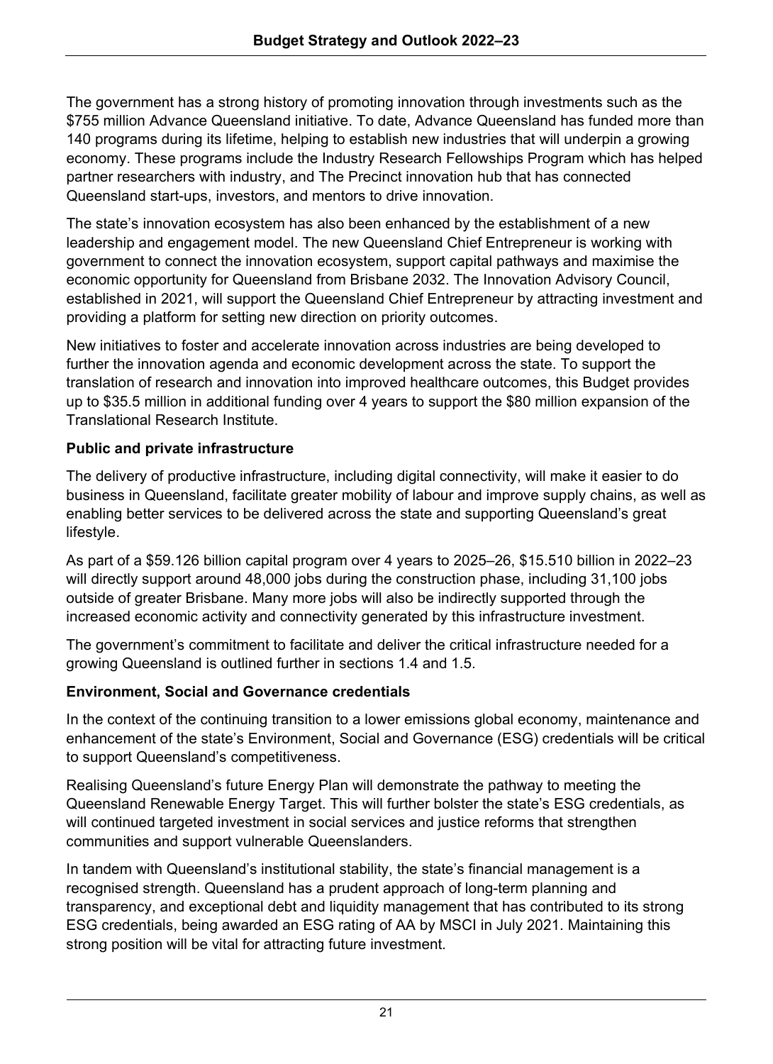The government has a strong history of promoting innovation through investments such as the $755 million Advance Queensland initiative. To date, Advance Queensland has funded more than 140 programs during its lifetime, helping to establish new industries that will underpin a growing economy. These programs include the Industry Research Fellowships Program which has helped partner researchers with industry, and The Precinct innovation hub that has connected Queensland start-ups, investors, and mentors to drive innovation.

The state's innovation ecosystem has also been enhanced by the establishment of a new leadership and engagement model. The new Queensland Chief Entrepreneur is working with government to connect the innovation ecosystem, support capital pathways and maximise the economic opportunity for Queensland from Brisbane 2032. The Innovation Advisory Council, established in 2021, will support the Queensland Chief Entrepreneur by attracting investment and providing a platform for setting new direction on priority outcomes.

New initiatives to foster and accelerate innovation across industries are being developed to further the innovation agenda and economic development across the state. To support the translation of research and innovation into improved healthcare outcomes, this Budget provides up to $35.5 million in additional funding over 4 years to support the $80 million expansion of the Translational Research Institute.

**Public and private infrastructure**

The delivery of productive infrastructure, including digital connectivity, will make it easier to do business in Queensland, facilitate greater mobility of labour and improve supply chains, as well as enabling better services to be delivered across the state and supporting Queensland's great lifestyle.

As part of a $59.126 billion capital program over 4 years to 2025–26, $15.510 billion in 2022–23 will directly support around 48,000 jobs during the construction phase, including 31,100 jobs outside of greater Brisbane. Many more jobs will also be indirectly supported through the increased economic activity and connectivity generated by this infrastructure investment.

The government's commitment to facilitate and deliver the critical infrastructure needed for a growing Queensland is outlined further in sections 1.4 and 1.5.

**Environment, Social and Governance credentials**

In the context of the continuing transition to a lower emissions global economy, maintenance and enhancement of the state's Environment, Social and Governance (ESG) credentials will be critical to support Queensland's competitiveness.

Realising Queensland's future Energy Plan will demonstrate the pathway to meeting the Queensland Renewable Energy Target. This will further bolster the state's ESG credentials, as will continued targeted investment in social services and justice reforms that strengthen communities and support vulnerable Queenslanders.

In tandem with Queensland's institutional stability, the state's financial management is a recognised strength. Queensland has a prudent approach of long-term planning and transparency, and exceptional debt and liquidity management that has contributed to its strong ESG credentials, being awarded an ESG rating of AA by MSCI in July 2021. Maintaining this strong position will be vital for attracting future investment.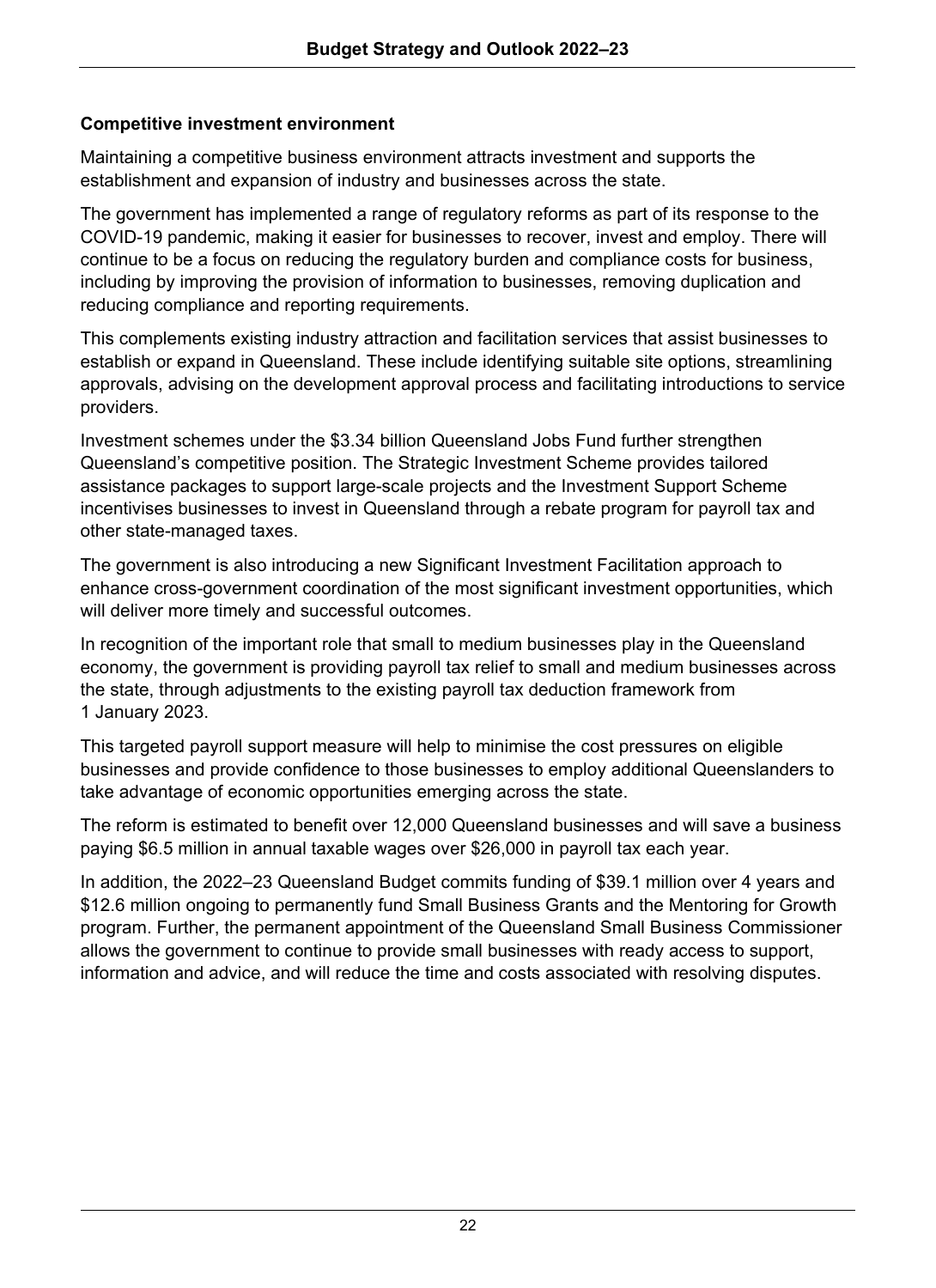### Competitive investment environment

Maintaining a competitive business environment attracts investment and supports the establishment and expansion of industry and businesses across the state.

The government has implemented a range of regulatory reforms as part of its response to the COVID-19 pandemic, making it easier for businesses to recover, invest and employ. There will continue to be a focus on reducing the regulatory burden and compliance costs for business, including by improving the provision of information to businesses, removing duplication and reducing compliance and reporting requirements.

This complements existing industry attraction and facilitation services that assist businesses to establish or expand in Queensland. These include identifying suitable site options, streamlining approvals, advising on the development approval process and facilitating introductions to service providers.

Investment schemes under the $3.34 billion Queensland Jobs Fund further strengthen Queensland's competitive position. The Strategic Investment Scheme provides tailored assistance packages to support large-scale projects and the Investment Support Scheme incentivises businesses to invest in Queensland through a rebate program for payroll tax and other state-managed taxes.

The government is also introducing a new Significant Investment Facilitation approach to enhance cross-government coordination of the most significant investment opportunities, which will deliver more timely and successful outcomes.

In recognition of the important role that small to medium businesses play in the Queensland economy, the government is providing payroll tax relief to small and medium businesses across the state, through adjustments to the existing payroll tax deduction framework from 1 January 2023.

This targeted payroll support measure will help to minimise the cost pressures on eligible businesses and provide confidence to those businesses to employ additional Queenslanders to take advantage of economic opportunities emerging across the state.

The reform is estimated to benefit over 12,000 Queensland businesses and will save a business paying $6.5 million in annual taxable wages over $26,000 in payroll tax each year.

In addition, the 2022–23 Queensland Budget commits funding of $39.1 million over 4 years and $12.6 million ongoing to permanently fund Small Business Grants and the Mentoring for Growth program. Further, the permanent appointment of the Queensland Small Business Commissioner allows the government to continue to provide small businesses with ready access to support, information and advice, and will reduce the time and costs associated with resolving disputes.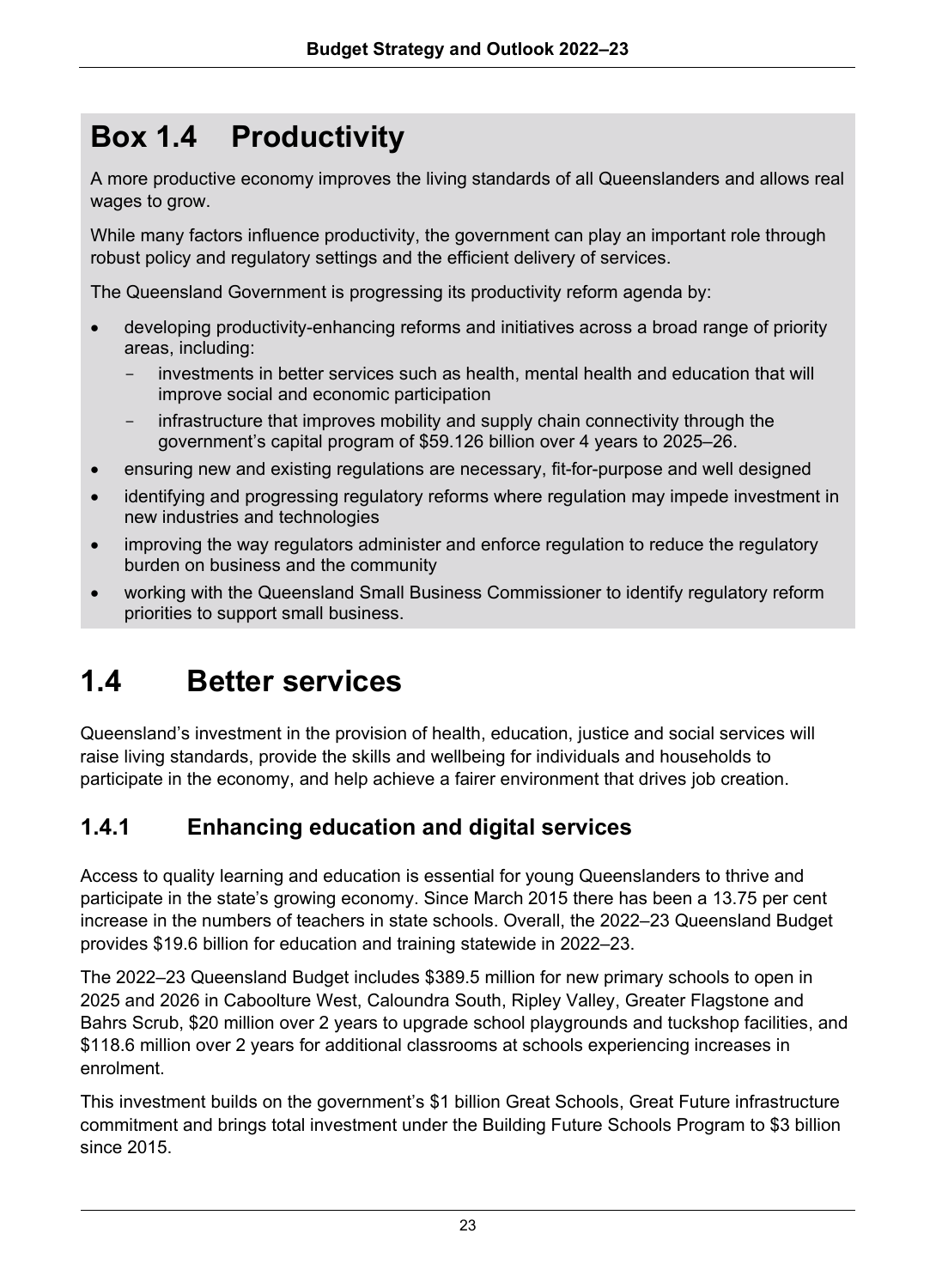## Box 1.4 Productivity

A more productive economy improves the living standards of all Queenslanders and allows real wages to grow.

While many factors influence productivity, the government can play an important role through robust policy and regulatory settings and the efficient delivery of services.

The Queensland Government is progressing its productivity reform agenda by:

- developing productivity-enhancing reforms and initiatives across a broad range of priority areas, including:
  - investments in better services such as health, mental health and education that will improve social and economic participation
  - infrastructure that improves mobility and supply chain connectivity through the government's capital program of $59.126 billion over 4 years to 2025–26.
- ensuring new and existing regulations are necessary, fit-for-purpose and well designed
- identifying and progressing regulatory reforms where regulation may impede investment in new industries and technologies
- improving the way regulators administer and enforce regulation to reduce the regulatory burden on business and the community
- working with the Queensland Small Business Commissioner to identify regulatory reform priorities to support small business.

# 1.4 Better services

Queensland's investment in the provision of health, education, justice and social services will raise living standards, provide the skills and wellbeing for individuals and households to participate in the economy, and help achieve a fairer environment that drives job creation.

## 1.4.1 Enhancing education and digital services

Access to quality learning and education is essential for young Queenslanders to thrive and participate in the state's growing economy. Since March 2015 there has been a 13.75 per cent increase in the numbers of teachers in state schools. Overall, the 2022–23 Queensland Budget provides $19.6 billion for education and training statewide in 2022–23.

The 2022–23 Queensland Budget includes $389.5 million for new primary schools to open in 2025 and 2026 in Caboolture West, Caloundra South, Ripley Valley, Greater Flagstone and Bahrs Scrub, $20 million over 2 years to upgrade school playgrounds and tuckshop facilities, and $118.6 million over 2 years for additional classrooms at schools experiencing increases in enrolment.

This investment builds on the government's $1 billion Great Schools, Great Future infrastructure commitment and brings total investment under the Building Future Schools Program to $3 billion since 2015.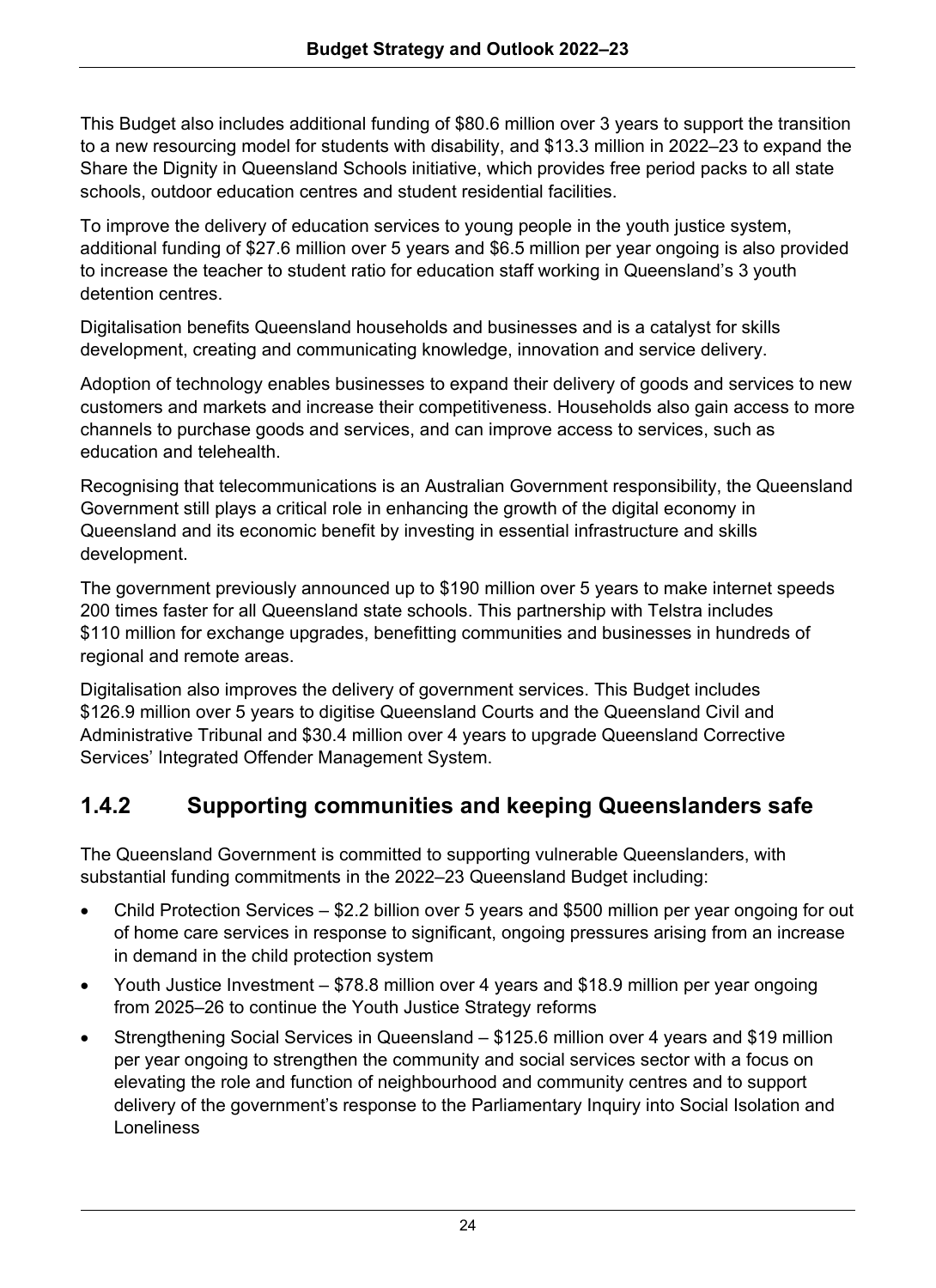This Budget also includes additional funding of $80.6 million over 3 years to support the transition to a new resourcing model for students with disability, and $13.3 million in 2022–23 to expand the Share the Dignity in Queensland Schools initiative, which provides free period packs to all state schools, outdoor education centres and student residential facilities.

To improve the delivery of education services to young people in the youth justice system, additional funding of $27.6 million over 5 years and $6.5 million per year ongoing is also provided to increase the teacher to student ratio for education staff working in Queensland's 3 youth detention centres.

Digitalisation benefits Queensland households and businesses and is a catalyst for skills development, creating and communicating knowledge, innovation and service delivery.

Adoption of technology enables businesses to expand their delivery of goods and services to new customers and markets and increase their competitiveness. Households also gain access to more channels to purchase goods and services, and can improve access to services, such as education and telehealth.

Recognising that telecommunications is an Australian Government responsibility, the Queensland Government still plays a critical role in enhancing the growth of the digital economy in Queensland and its economic benefit by investing in essential infrastructure and skills development.

The government previously announced up to $190 million over 5 years to make internet speeds 200 times faster for all Queensland state schools. This partnership with Telstra includes $110 million for exchange upgrades, benefitting communities and businesses in hundreds of regional and remote areas.

Digitalisation also improves the delivery of government services. This Budget includes $126.9 million over 5 years to digitise Queensland Courts and the Queensland Civil and Administrative Tribunal and $30.4 million over 4 years to upgrade Queensland Corrective Services' Integrated Offender Management System.

## 1.4.2 Supporting communities and keeping Queenslanders safe

The Queensland Government is committed to supporting vulnerable Queenslanders, with substantial funding commitments in the 2022–23 Queensland Budget including:

- Child Protection Services – $2.2 billion over 5 years and $500 million per year ongoing for out of home care services in response to significant, ongoing pressures arising from an increase in demand in the child protection system
- Youth Justice Investment – $78.8 million over 4 years and $18.9 million per year ongoing from 2025–26 to continue the Youth Justice Strategy reforms
- Strengthening Social Services in Queensland – $125.6 million over 4 years and $19 million per year ongoing to strengthen the community and social services sector with a focus on elevating the role and function of neighbourhood and community centres and to support delivery of the government's response to the Parliamentary Inquiry into Social Isolation and Loneliness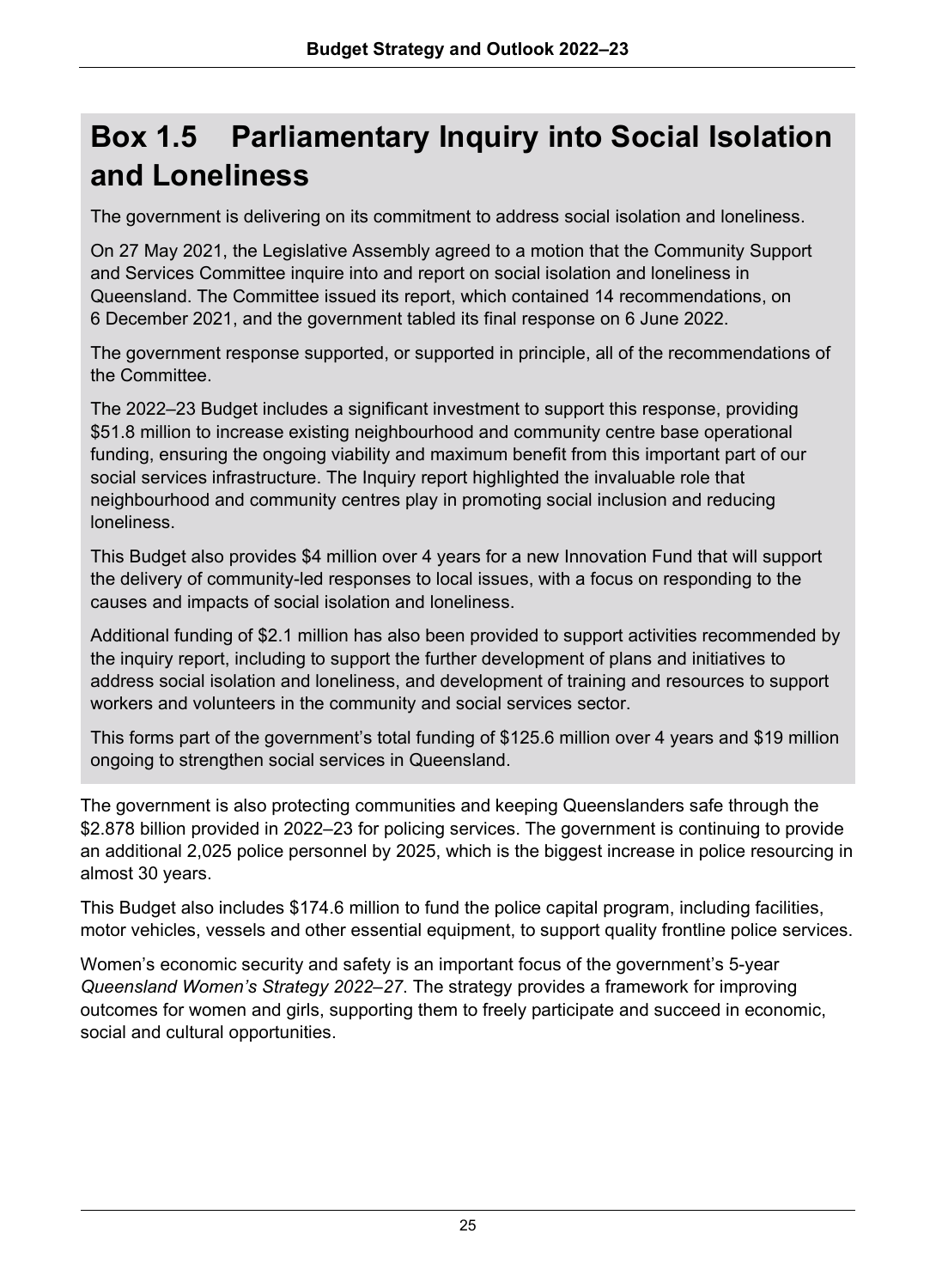## Box 1.5 Parliamentary Inquiry into Social Isolation and Loneliness

The government is delivering on its commitment to address social isolation and loneliness.

On 27 May 2021, the Legislative Assembly agreed to a motion that the Community Support and Services Committee inquire into and report on social isolation and loneliness in Queensland. The Committee issued its report, which contained 14 recommendations, on 6 December 2021, and the government tabled its final response on 6 June 2022.

The government response supported, or supported in principle, all of the recommendations of the Committee.

The 2022–23 Budget includes a significant investment to support this response, providing $51.8 million to increase existing neighbourhood and community centre base operational funding, ensuring the ongoing viability and maximum benefit from this important part of our social services infrastructure. The Inquiry report highlighted the invaluable role that neighbourhood and community centres play in promoting social inclusion and reducing loneliness.

This Budget also provides $4 million over 4 years for a new Innovation Fund that will support the delivery of community-led responses to local issues, with a focus on responding to the causes and impacts of social isolation and loneliness.

Additional funding of $2.1 million has also been provided to support activities recommended by the inquiry report, including to support the further development of plans and initiatives to address social isolation and loneliness, and development of training and resources to support workers and volunteers in the community and social services sector.

This forms part of the government's total funding of $125.6 million over 4 years and $19 million ongoing to strengthen social services in Queensland.

The government is also protecting communities and keeping Queenslanders safe through the $2.878 billion provided in 2022–23 for policing services. The government is continuing to provide an additional 2,025 police personnel by 2025, which is the biggest increase in police resourcing in almost 30 years.

This Budget also includes $174.6 million to fund the police capital program, including facilities, motor vehicles, vessels and other essential equipment, to support quality frontline police services.

Women's economic security and safety is an important focus of the government's 5-year *Queensland Women's Strategy 2022–27*. The strategy provides a framework for improving outcomes for women and girls, supporting them to freely participate and succeed in economic, social and cultural opportunities.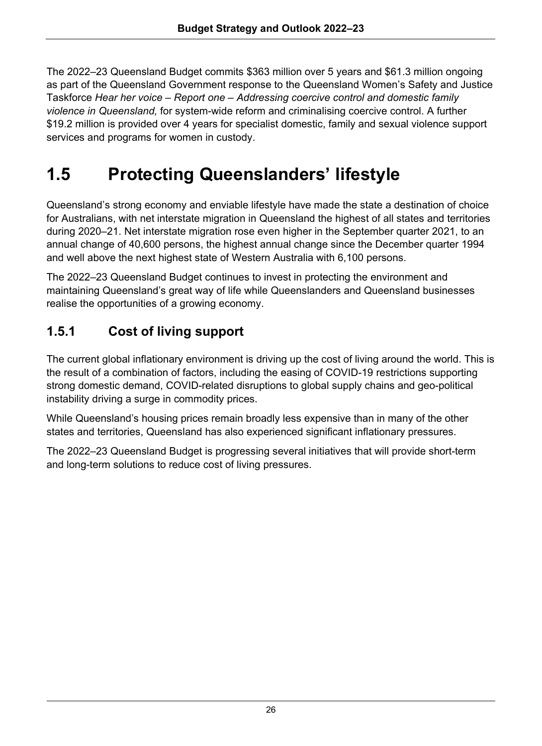The 2022–23 Queensland Budget commits $363 million over 5 years and $61.3 million ongoing as part of the Queensland Government response to the Queensland Women's Safety and Justice Taskforce *Hear her voice – Report one – Addressing coercive control and domestic family violence in Queensland,* for system-wide reform and criminalising coercive control. A further $19.2 million is provided over 4 years for specialist domestic, family and sexual violence support services and programs for women in custody.

# 1.5 Protecting Queenslanders' lifestyle

Queensland's strong economy and enviable lifestyle have made the state a destination of choice for Australians, with net interstate migration in Queensland the highest of all states and territories during 2020–21. Net interstate migration rose even higher in the September quarter 2021, to an annual change of 40,600 persons, the highest annual change since the December quarter 1994 and well above the next highest state of Western Australia with 6,100 persons.

The 2022–23 Queensland Budget continues to invest in protecting the environment and maintaining Queensland's great way of life while Queenslanders and Queensland businesses realise the opportunities of a growing economy.

## 1.5.1 Cost of living support

The current global inflationary environment is driving up the cost of living around the world. This is the result of a combination of factors, including the easing of COVID-19 restrictions supporting strong domestic demand, COVID-related disruptions to global supply chains and geo-political instability driving a surge in commodity prices.

While Queensland's housing prices remain broadly less expensive than in many of the other states and territories, Queensland has also experienced significant inflationary pressures.

The 2022–23 Queensland Budget is progressing several initiatives that will provide short-term and long-term solutions to reduce cost of living pressures.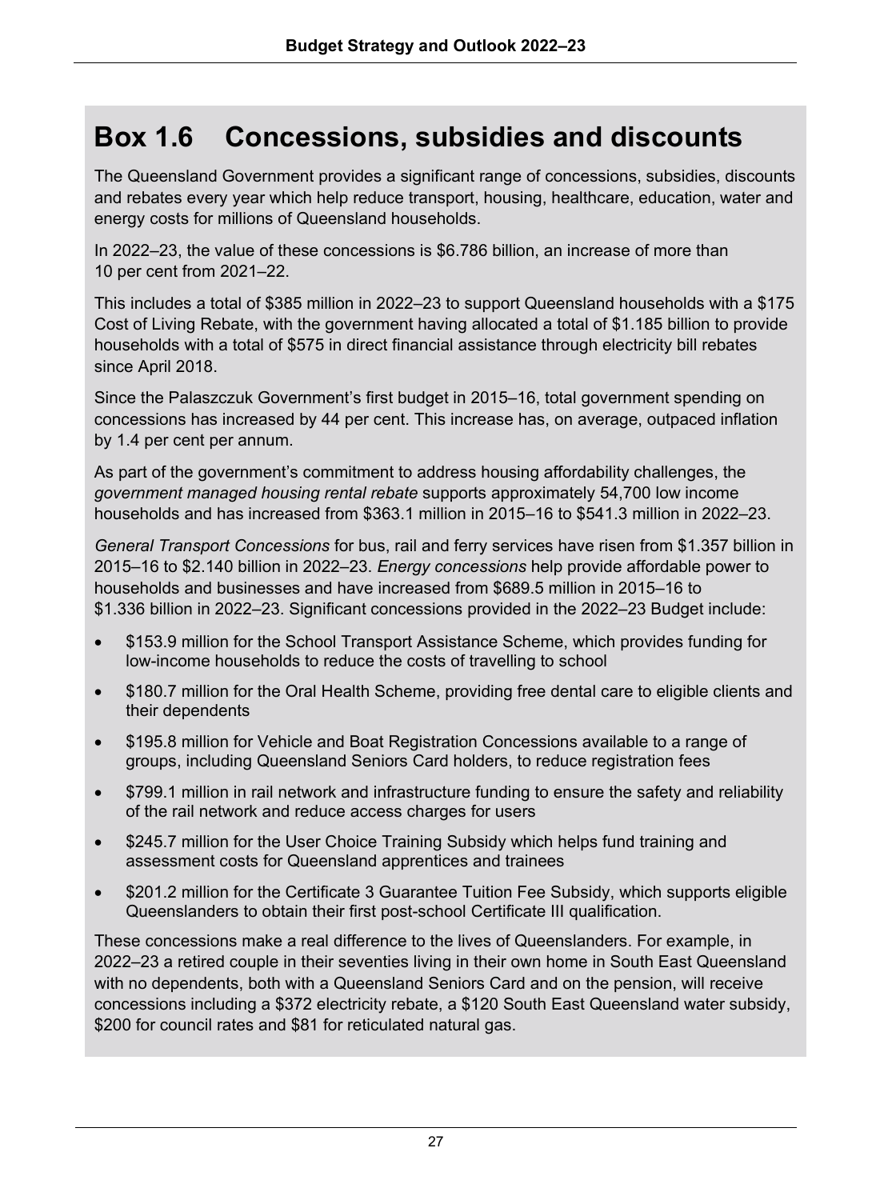## Box 1.6 Concessions, subsidies and discounts

The Queensland Government provides a significant range of concessions, subsidies, discounts and rebates every year which help reduce transport, housing, healthcare, education, water and energy costs for millions of Queensland households.

In 2022–23, the value of these concessions is $6.786 billion, an increase of more than 10 per cent from 2021–22.

This includes a total of $385 million in 2022–23 to support Queensland households with a $175 Cost of Living Rebate, with the government having allocated a total of $1.185 billion to provide households with a total of $575 in direct financial assistance through electricity bill rebates since April 2018.

Since the Palaszczuk Government's first budget in 2015–16, total government spending on concessions has increased by 44 per cent. This increase has, on average, outpaced inflation by 1.4 per cent per annum.

As part of the government's commitment to address housing affordability challenges, the *government managed housing rental rebate* supports approximately 54,700 low income households and has increased from $363.1 million in 2015–16 to $541.3 million in 2022–23.

*General Transport Concessions* for bus, rail and ferry services have risen from $1.357 billion in 2015–16 to $2.140 billion in 2022–23. *Energy concessions* help provide affordable power to households and businesses and have increased from $689.5 million in 2015–16 to $1.336 billion in 2022–23. Significant concessions provided in the 2022–23 Budget include:

- $153.9 million for the School Transport Assistance Scheme, which provides funding for low-income households to reduce the costs of travelling to school
- $180.7 million for the Oral Health Scheme, providing free dental care to eligible clients and their dependents
- $195.8 million for Vehicle and Boat Registration Concessions available to a range of groups, including Queensland Seniors Card holders, to reduce registration fees
- $799.1 million in rail network and infrastructure funding to ensure the safety and reliability of the rail network and reduce access charges for users
- $245.7 million for the User Choice Training Subsidy which helps fund training and assessment costs for Queensland apprentices and trainees
- $201.2 million for the Certificate 3 Guarantee Tuition Fee Subsidy, which supports eligible Queenslanders to obtain their first post-school Certificate III qualification.

These concessions make a real difference to the lives of Queenslanders. For example, in 2022–23 a retired couple in their seventies living in their own home in South East Queensland with no dependents, both with a Queensland Seniors Card and on the pension, will receive concessions including a $372 electricity rebate, a $120 South East Queensland water subsidy, $200 for council rates and $81 for reticulated natural gas.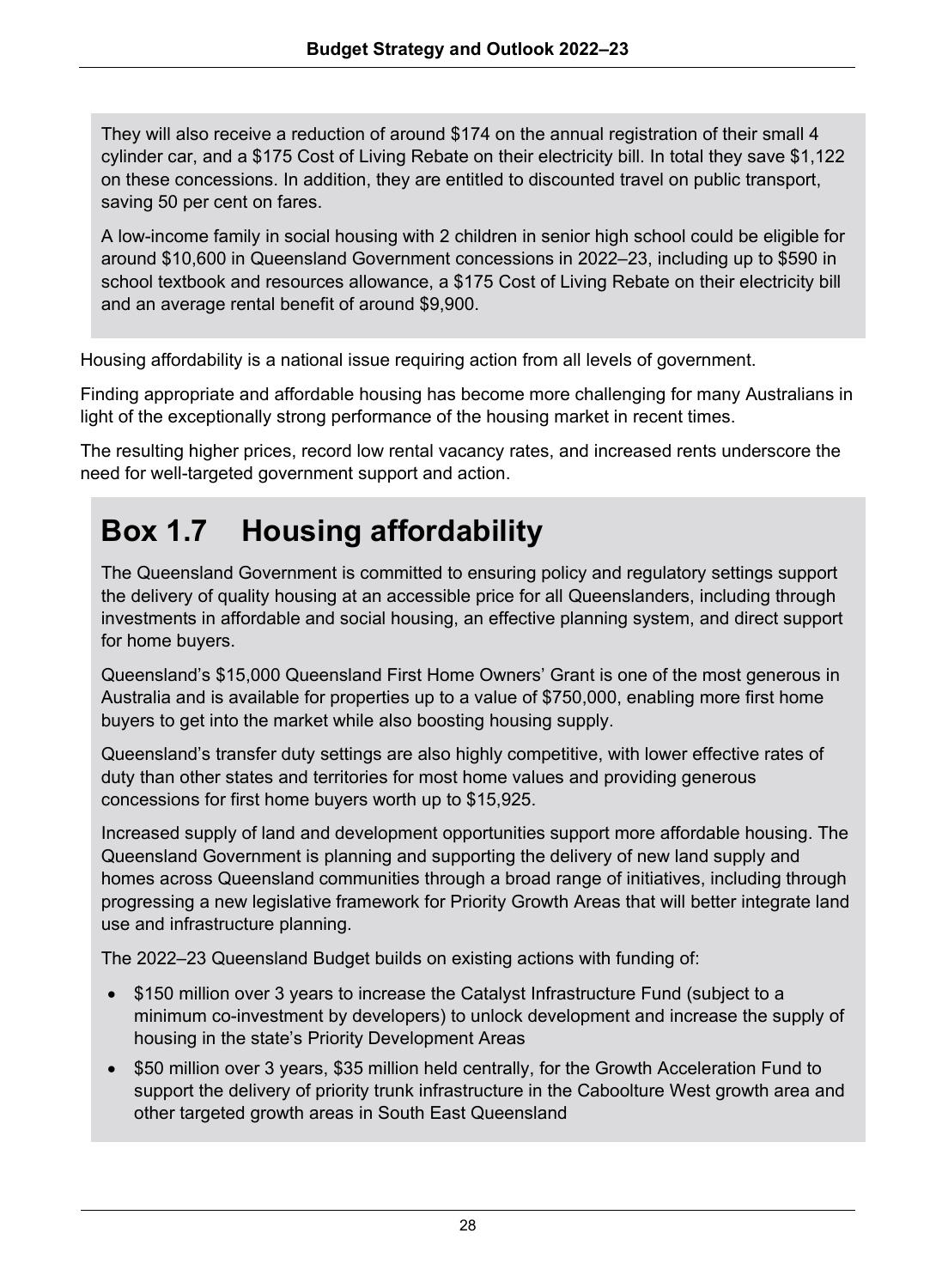They will also receive a reduction of around $174 on the annual registration of their small 4 cylinder car, and a $175 Cost of Living Rebate on their electricity bill. In total they save $1,122 on these concessions. In addition, they are entitled to discounted travel on public transport, saving 50 per cent on fares.

A low-income family in social housing with 2 children in senior high school could be eligible for around $10,600 in Queensland Government concessions in 2022–23, including up to $590 in school textbook and resources allowance, a $175 Cost of Living Rebate on their electricity bill and an average rental benefit of around $9,900.

Housing affordability is a national issue requiring action from all levels of government.

Finding appropriate and affordable housing has become more challenging for many Australians in light of the exceptionally strong performance of the housing market in recent times.

The resulting higher prices, record low rental vacancy rates, and increased rents underscore the need for well-targeted government support and action.

## Box 1.7 Housing affordability

The Queensland Government is committed to ensuring policy and regulatory settings support the delivery of quality housing at an accessible price for all Queenslanders, including through investments in affordable and social housing, an effective planning system, and direct support for home buyers.

Queensland's $15,000 Queensland First Home Owners' Grant is one of the most generous in Australia and is available for properties up to a value of $750,000, enabling more first home buyers to get into the market while also boosting housing supply.

Queensland's transfer duty settings are also highly competitive, with lower effective rates of duty than other states and territories for most home values and providing generous concessions for first home buyers worth up to $15,925.

Increased supply of land and development opportunities support more affordable housing. The Queensland Government is planning and supporting the delivery of new land supply and homes across Queensland communities through a broad range of initiatives, including through progressing a new legislative framework for Priority Growth Areas that will better integrate land use and infrastructure planning.

The 2022–23 Queensland Budget builds on existing actions with funding of:

- $150 million over 3 years to increase the Catalyst Infrastructure Fund (subject to a minimum co-investment by developers) to unlock development and increase the supply of housing in the state's Priority Development Areas
- $50 million over 3 years, $35 million held centrally, for the Growth Acceleration Fund to support the delivery of priority trunk infrastructure in the Caboolture West growth area and other targeted growth areas in South East Queensland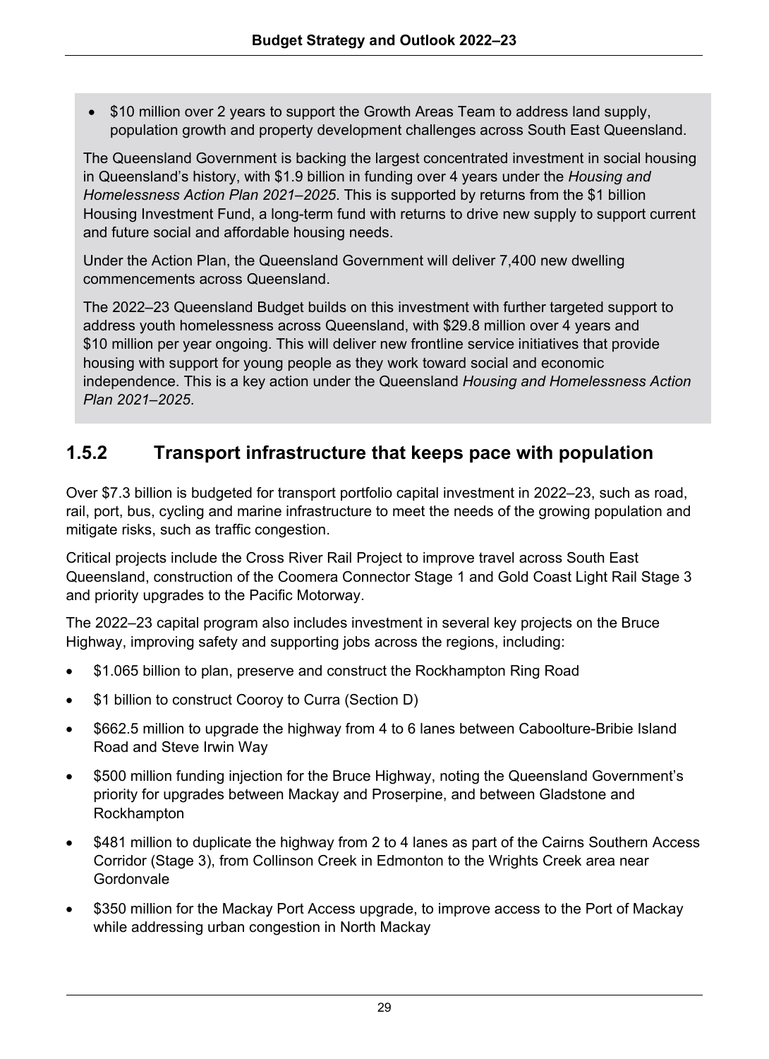- \$10 million over 2 years to support the Growth Areas Team to address land supply, population growth and property development challenges across South East Queensland.

The Queensland Government is backing the largest concentrated investment in social housing in Queensland's history, with \$1.9 billion in funding over 4 years under the *Housing and Homelessness Action Plan 2021–2025*. This is supported by returns from the \$1 billion Housing Investment Fund, a long-term fund with returns to drive new supply to support current and future social and affordable housing needs.

Under the Action Plan, the Queensland Government will deliver 7,400 new dwelling commencements across Queensland.

The 2022–23 Queensland Budget builds on this investment with further targeted support to address youth homelessness across Queensland, with \$29.8 million over 4 years and \$10 million per year ongoing. This will deliver new frontline service initiatives that provide housing with support for young people as they work toward social and economic independence. This is a key action under the Queensland *Housing and Homelessness Action Plan 2021–2025*.

## 1.5.2 Transport infrastructure that keeps pace with population

Over \$7.3 billion is budgeted for transport portfolio capital investment in 2022–23, such as road, rail, port, bus, cycling and marine infrastructure to meet the needs of the growing population and mitigate risks, such as traffic congestion.

Critical projects include the Cross River Rail Project to improve travel across South East Queensland, construction of the Coomera Connector Stage 1 and Gold Coast Light Rail Stage 3 and priority upgrades to the Pacific Motorway.

The 2022–23 capital program also includes investment in several key projects on the Bruce Highway, improving safety and supporting jobs across the regions, including:

- \$1.065 billion to plan, preserve and construct the Rockhampton Ring Road
- \$1 billion to construct Cooroy to Curra (Section D)
- \$662.5 million to upgrade the highway from 4 to 6 lanes between Caboolture-Bribie Island Road and Steve Irwin Way
- \$500 million funding injection for the Bruce Highway, noting the Queensland Government's priority for upgrades between Mackay and Proserpine, and between Gladstone and Rockhampton
- \$481 million to duplicate the highway from 2 to 4 lanes as part of the Cairns Southern Access Corridor (Stage 3), from Collinson Creek in Edmonton to the Wrights Creek area near Gordonvale
- \$350 million for the Mackay Port Access upgrade, to improve access to the Port of Mackay while addressing urban congestion in North Mackay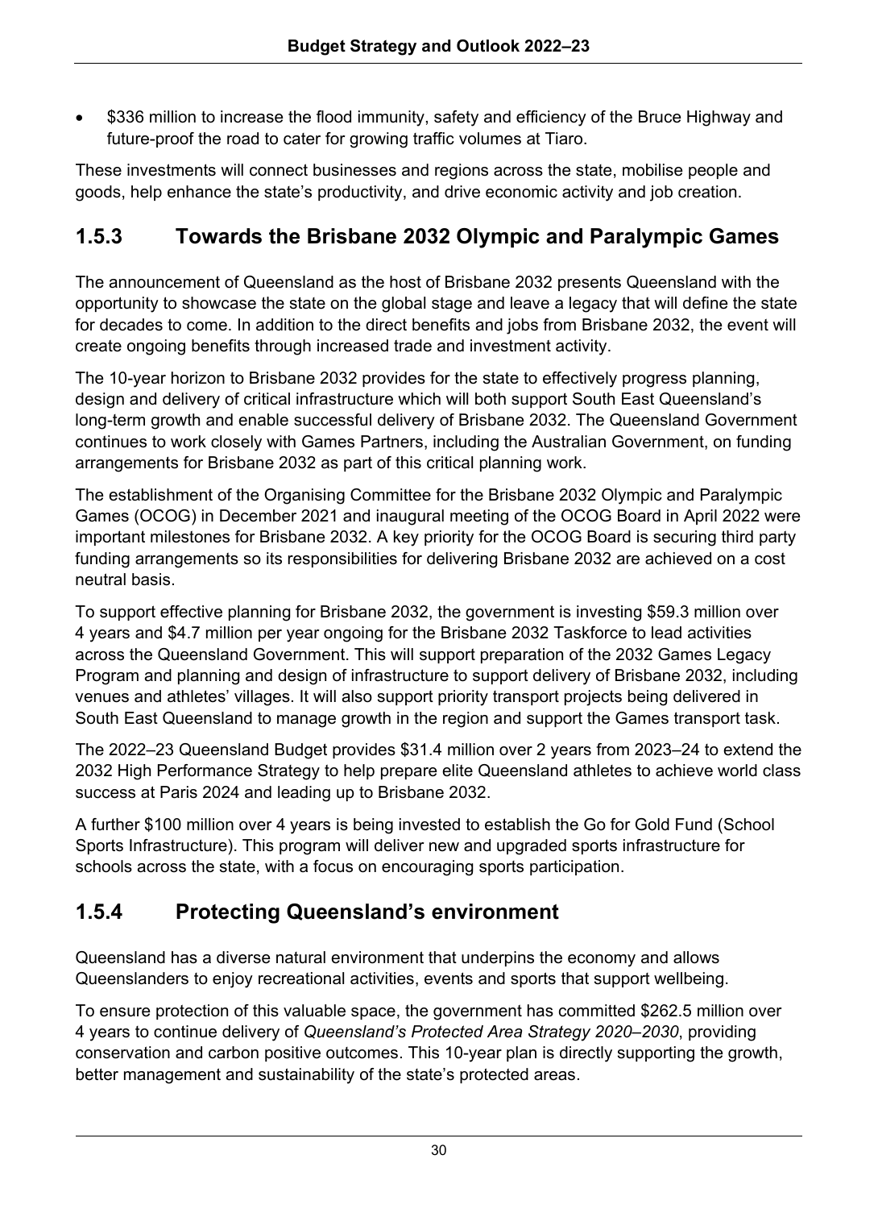- $336 million to increase the flood immunity, safety and efficiency of the Bruce Highway and future-proof the road to cater for growing traffic volumes at Tiaro.

These investments will connect businesses and regions across the state, mobilise people and goods, help enhance the state's productivity, and drive economic activity and job creation.

### 1.5.3 Towards the Brisbane 2032 Olympic and Paralympic Games

The announcement of Queensland as the host of Brisbane 2032 presents Queensland with the opportunity to showcase the state on the global stage and leave a legacy that will define the state for decades to come. In addition to the direct benefits and jobs from Brisbane 2032, the event will create ongoing benefits through increased trade and investment activity.

The 10-year horizon to Brisbane 2032 provides for the state to effectively progress planning, design and delivery of critical infrastructure which will both support South East Queensland's long-term growth and enable successful delivery of Brisbane 2032. The Queensland Government continues to work closely with Games Partners, including the Australian Government, on funding arrangements for Brisbane 2032 as part of this critical planning work.

The establishment of the Organising Committee for the Brisbane 2032 Olympic and Paralympic Games (OCOG) in December 2021 and inaugural meeting of the OCOG Board in April 2022 were important milestones for Brisbane 2032. A key priority for the OCOG Board is securing third party funding arrangements so its responsibilities for delivering Brisbane 2032 are achieved on a cost neutral basis.

To support effective planning for Brisbane 2032, the government is investing $59.3 million over 4 years and $4.7 million per year ongoing for the Brisbane 2032 Taskforce to lead activities across the Queensland Government. This will support preparation of the 2032 Games Legacy Program and planning and design of infrastructure to support delivery of Brisbane 2032, including venues and athletes' villages. It will also support priority transport projects being delivered in South East Queensland to manage growth in the region and support the Games transport task.

The 2022–23 Queensland Budget provides $31.4 million over 2 years from 2023–24 to extend the 2032 High Performance Strategy to help prepare elite Queensland athletes to achieve world class success at Paris 2024 and leading up to Brisbane 2032.

A further $100 million over 4 years is being invested to establish the Go for Gold Fund (School Sports Infrastructure). This program will deliver new and upgraded sports infrastructure for schools across the state, with a focus on encouraging sports participation.

### 1.5.4 Protecting Queensland's environment

Queensland has a diverse natural environment that underpins the economy and allows Queenslanders to enjoy recreational activities, events and sports that support wellbeing.

To ensure protection of this valuable space, the government has committed $262.5 million over 4 years to continue delivery of *Queensland's Protected Area Strategy 2020–2030*, providing conservation and carbon positive outcomes. This 10-year plan is directly supporting the growth, better management and sustainability of the state's protected areas.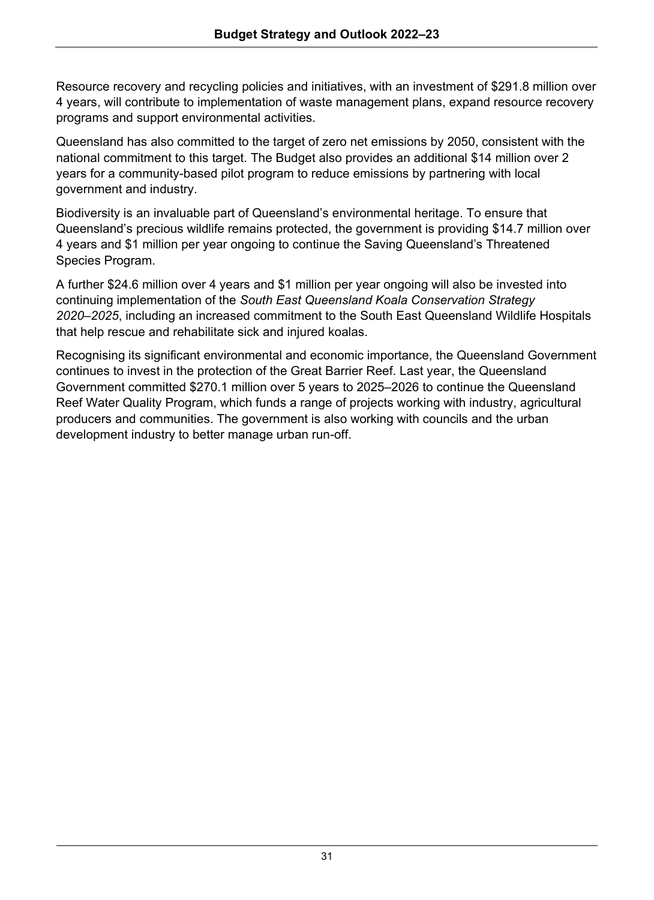Resource recovery and recycling policies and initiatives, with an investment of $291.8 million over 4 years, will contribute to implementation of waste management plans, expand resource recovery programs and support environmental activities.

Queensland has also committed to the target of zero net emissions by 2050, consistent with the national commitment to this target. The Budget also provides an additional $14 million over 2 years for a community-based pilot program to reduce emissions by partnering with local government and industry.

Biodiversity is an invaluable part of Queensland's environmental heritage. To ensure that Queensland's precious wildlife remains protected, the government is providing $14.7 million over 4 years and $1 million per year ongoing to continue the Saving Queensland's Threatened Species Program.

A further $24.6 million over 4 years and $1 million per year ongoing will also be invested into continuing implementation of the *South East Queensland Koala Conservation Strategy 2020–2025*, including an increased commitment to the South East Queensland Wildlife Hospitals that help rescue and rehabilitate sick and injured koalas.

Recognising its significant environmental and economic importance, the Queensland Government continues to invest in the protection of the Great Barrier Reef. Last year, the Queensland Government committed $270.1 million over 5 years to 2025–2026 to continue the Queensland Reef Water Quality Program, which funds a range of projects working with industry, agricultural producers and communities. The government is also working with councils and the urban development industry to better manage urban run-off.